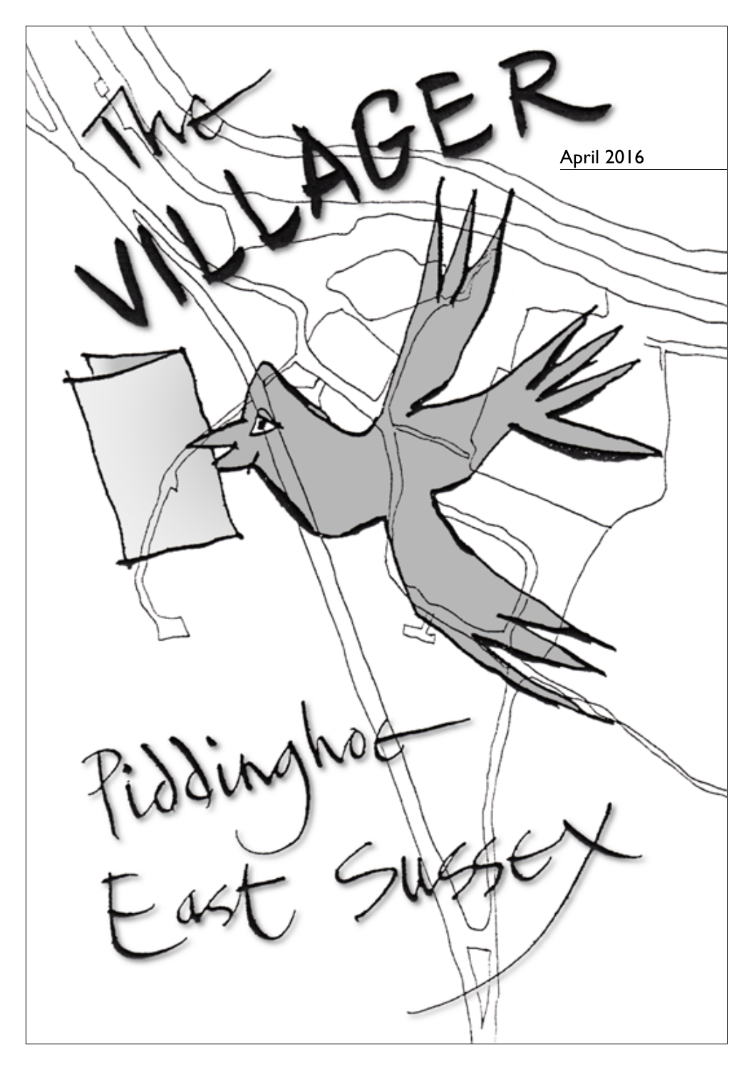# The VILLAGER

April 2016

Piddinghoe
East Sussex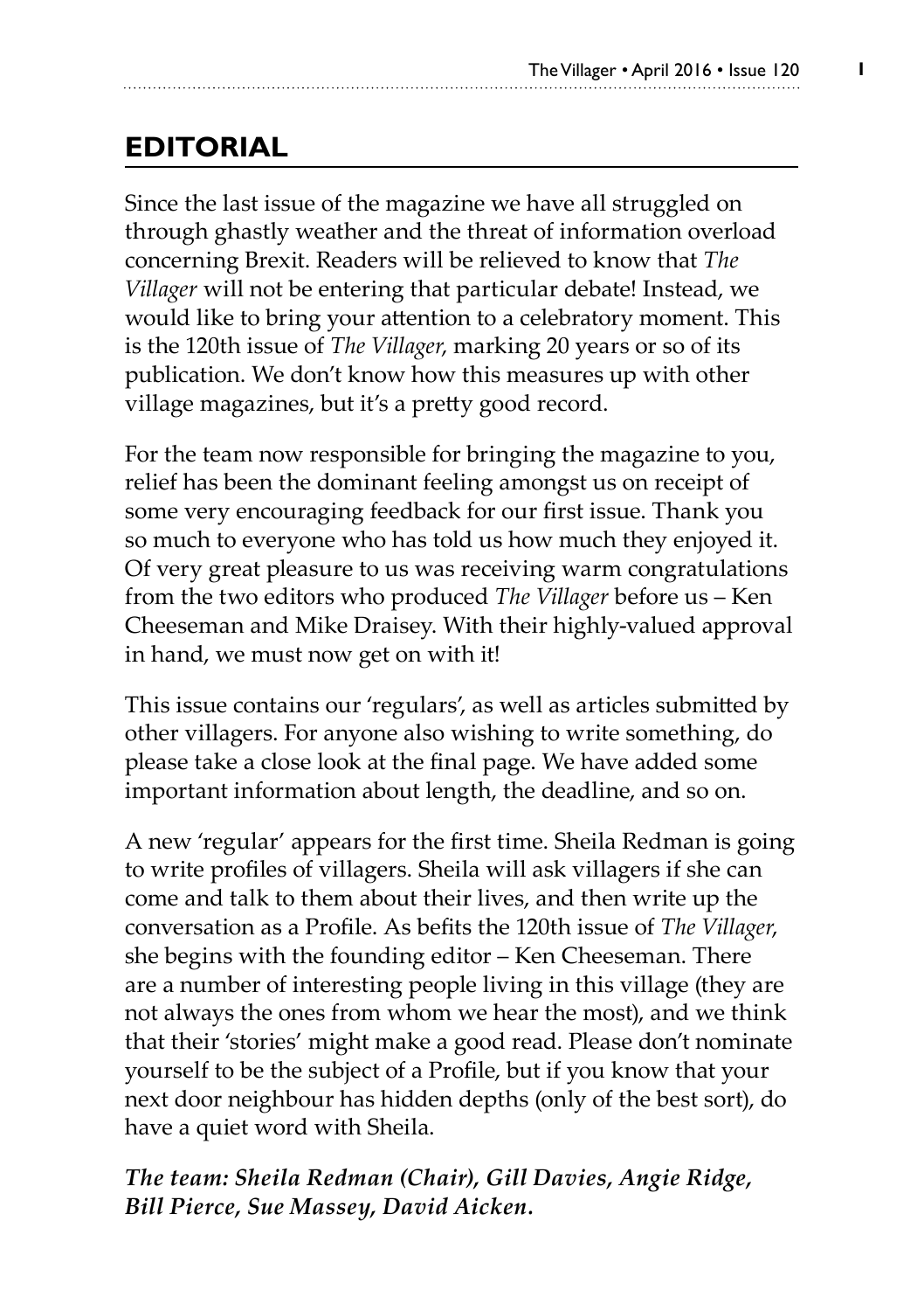## EDITORIAL

Since the last issue of the magazine we have all struggled on through ghastly weather and the threat of information overload concerning Brexit. Readers will be relieved to know that *The Villager* will not be entering that particular debate! Instead, we would like to bring your attention to a celebratory moment. This is the 120th issue of *The Villager*, marking 20 years or so of its publication. We don't know how this measures up with other village magazines, but it's a pretty good record.

For the team now responsible for bringing the magazine to you, relief has been the dominant feeling amongst us on receipt of some very encouraging feedback for our first issue. Thank you so much to everyone who has told us how much they enjoyed it. Of very great pleasure to us was receiving warm congratulations from the two editors who produced *The Villager* before us – Ken Cheeseman and Mike Draisey. With their highly-valued approval in hand, we must now get on with it!

This issue contains our 'regulars', as well as articles submitted by other villagers. For anyone also wishing to write something, do please take a close look at the final page. We have added some important information about length, the deadline, and so on.

A new 'regular' appears for the first time. Sheila Redman is going to write profiles of villagers. Sheila will ask villagers if she can come and talk to them about their lives, and then write up the conversation as a Profile. As befits the 120th issue of *The Villager*, she begins with the founding editor – Ken Cheeseman. There are a number of interesting people living in this village (they are not always the ones from whom we hear the most), and we think that their 'stories' might make a good read. Please don't nominate yourself to be the subject of a Profile, but if you know that your next door neighbour has hidden depths (only of the best sort), do have a quiet word with Sheila.

***The team: Sheila Redman (Chair), Gill Davies, Angie Ridge, Bill Pierce, Sue Massey, David Aicken.***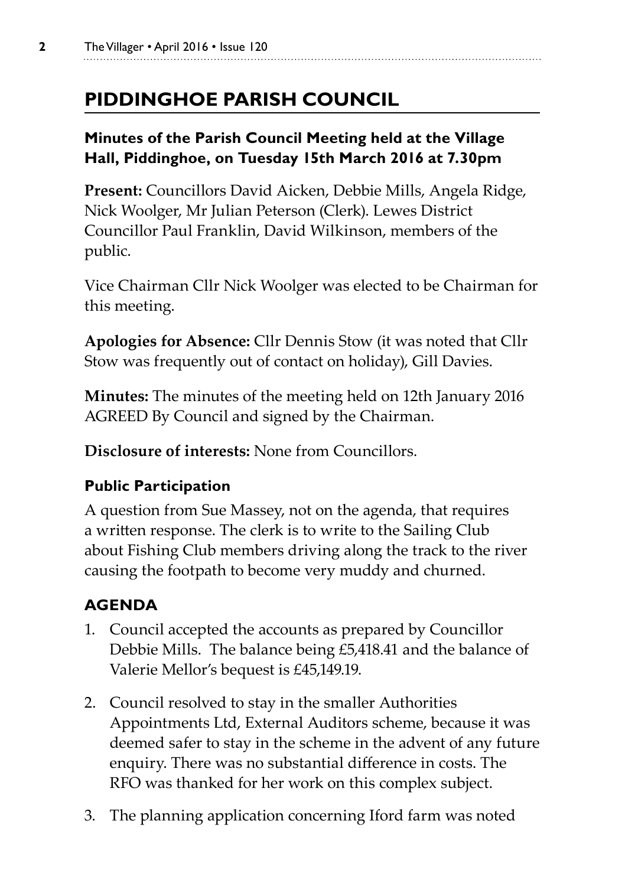# PIDDINGHOE PARISH COUNCIL

### Minutes of the Parish Council Meeting held at the Village Hall, Piddinghoe, on Tuesday 15th March 2016 at 7.30pm

**Present:** Councillors David Aicken, Debbie Mills, Angela Ridge, Nick Woolger, Mr Julian Peterson (Clerk). Lewes District Councillor Paul Franklin, David Wilkinson, members of the public.

Vice Chairman Cllr Nick Woolger was elected to be Chairman for this meeting.

**Apologies for Absence:** Cllr Dennis Stow (it was noted that Cllr Stow was frequently out of contact on holiday), Gill Davies.

**Minutes:** The minutes of the meeting held on 12th January 2016 AGREED By Council and signed by the Chairman.

**Disclosure of interests:** None from Councillors.

### Public Participation

A question from Sue Massey, not on the agenda, that requires a written response. The clerk is to write to the Sailing Club about Fishing Club members driving along the track to the river causing the footpath to become very muddy and churned.

### AGENDA

1. Council accepted the accounts as prepared by Councillor Debbie Mills. The balance being £5,418.41 and the balance of Valerie Mellor's bequest is £45,149.19.
2. Council resolved to stay in the smaller Authorities Appointments Ltd, External Auditors scheme, because it was deemed safer to stay in the scheme in the advent of any future enquiry. There was no substantial difference in costs. The RFO was thanked for her work on this complex subject.
3. The planning application concerning Iford farm was noted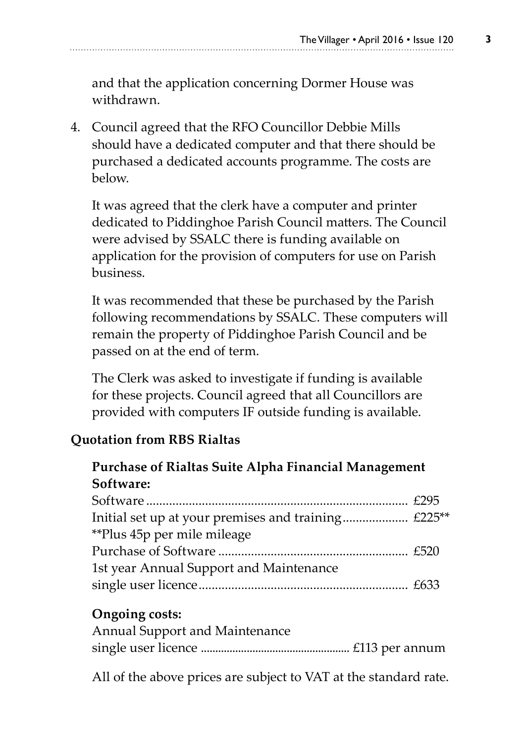and that the application concerning Dormer House was withdrawn.

4. Council agreed that the RFO Councillor Debbie Mills should have a dedicated computer and that there should be purchased a dedicated accounts programme. The costs are below.

   It was agreed that the clerk have a computer and printer dedicated to Piddinghoe Parish Council matters. The Council were advised by SSALC there is funding available on application for the provision of computers for use on Parish business.

   It was recommended that these be purchased by the Parish following recommendations by SSALC. These computers will remain the property of Piddinghoe Parish Council and be passed on at the end of term.

   The Clerk was asked to investigate if funding is available for these projects. Council agreed that all Councillors are provided with computers IF outside funding is available.

**Quotation from RBS Rialtas**

**Purchase of Rialtas Suite Alpha Financial Management Software:**

Software ........................................................................ £295
Initial set up at your premises and training.................... £225**
**Plus 45p per mile mileage
Purchase of Software ....................................................... £520
1st year Annual Support and Maintenance
single user licence............................................................ £633

**Ongoing costs:**

Annual Support and Maintenance
single user licence ................................................. £113 per annum

All of the above prices are subject to VAT at the standard rate.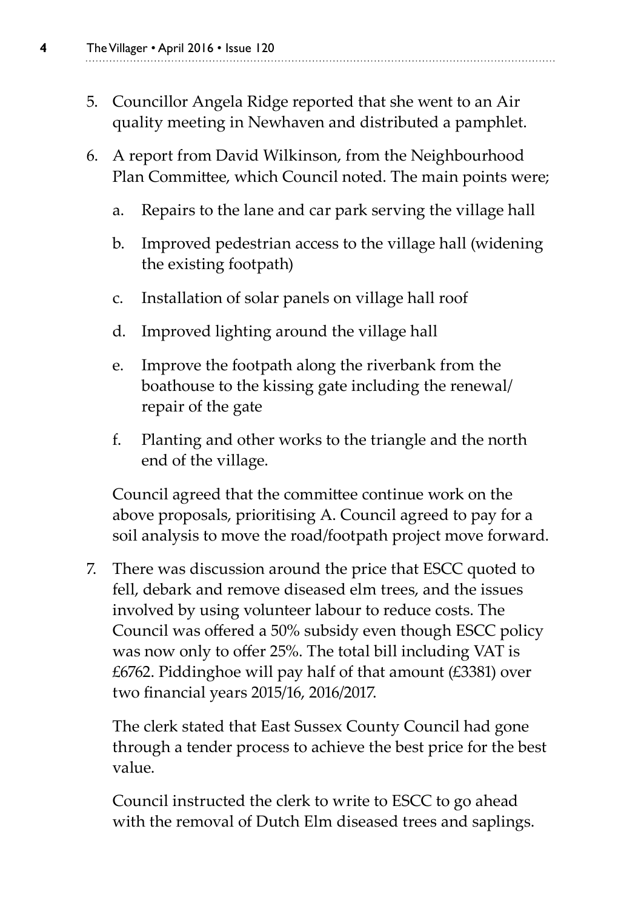5. Councillor Angela Ridge reported that she went to an Air quality meeting in Newhaven and distributed a pamphlet.

6. A report from David Wilkinson, from the Neighbourhood Plan Committee, which Council noted. The main points were;

   a. Repairs to the lane and car park serving the village hall

   b. Improved pedestrian access to the village hall (widening the existing footpath)

   c. Installation of solar panels on village hall roof

   d. Improved lighting around the village hall

   e. Improve the footpath along the riverbank from the boathouse to the kissing gate including the renewal/ repair of the gate

   f. Planting and other works to the triangle and the north end of the village.

   Council agreed that the committee continue work on the above proposals, prioritising A. Council agreed to pay for a soil analysis to move the road/footpath project move forward.

7. There was discussion around the price that ESCC quoted to fell, debark and remove diseased elm trees, and the issues involved by using volunteer labour to reduce costs. The Council was offered a 50% subsidy even though ESCC policy was now only to offer 25%. The total bill including VAT is £6762. Piddinghoe will pay half of that amount (£3381) over two financial years 2015/16, 2016/2017.

   The clerk stated that East Sussex County Council had gone through a tender process to achieve the best price for the best value.

   Council instructed the clerk to write to ESCC to go ahead with the removal of Dutch Elm diseased trees and saplings.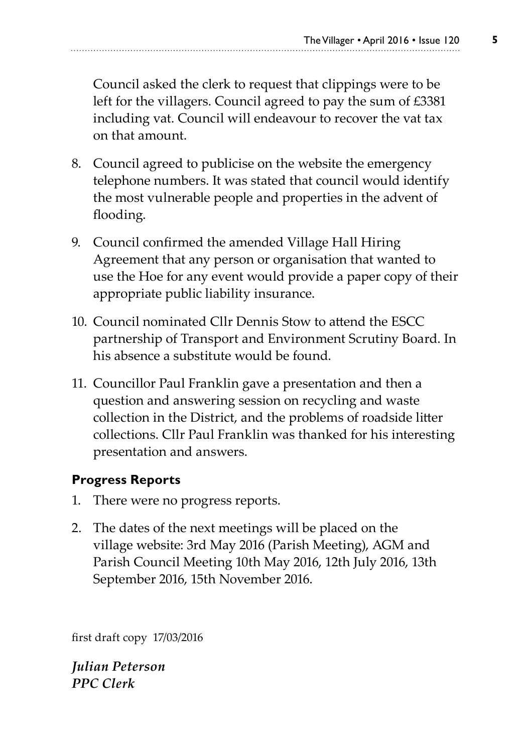Council asked the clerk to request that clippings were to be left for the villagers. Council agreed to pay the sum of £3381 including vat. Council will endeavour to recover the vat tax on that amount.

8. Council agreed to publicise on the website the emergency telephone numbers. It was stated that council would identify the most vulnerable people and properties in the advent of flooding.
9. Council confirmed the amended Village Hall Hiring Agreement that any person or organisation that wanted to use the Hoe for any event would provide a paper copy of their appropriate public liability insurance.
10. Council nominated Cllr Dennis Stow to attend the ESCC partnership of Transport and Environment Scrutiny Board. In his absence a substitute would be found.
11. Councillor Paul Franklin gave a presentation and then a question and answering session on recycling and waste collection in the District, and the problems of roadside litter collections. Cllr Paul Franklin was thanked for his interesting presentation and answers.

**Progress Reports**

1. There were no progress reports.
2. The dates of the next meetings will be placed on the village website: 3rd May 2016 (Parish Meeting), AGM and Parish Council Meeting 10th May 2016, 12th July 2016, 13th September 2016, 15th November 2016.

first draft copy 17/03/2016

***Julian Peterson***
***PPC Clerk***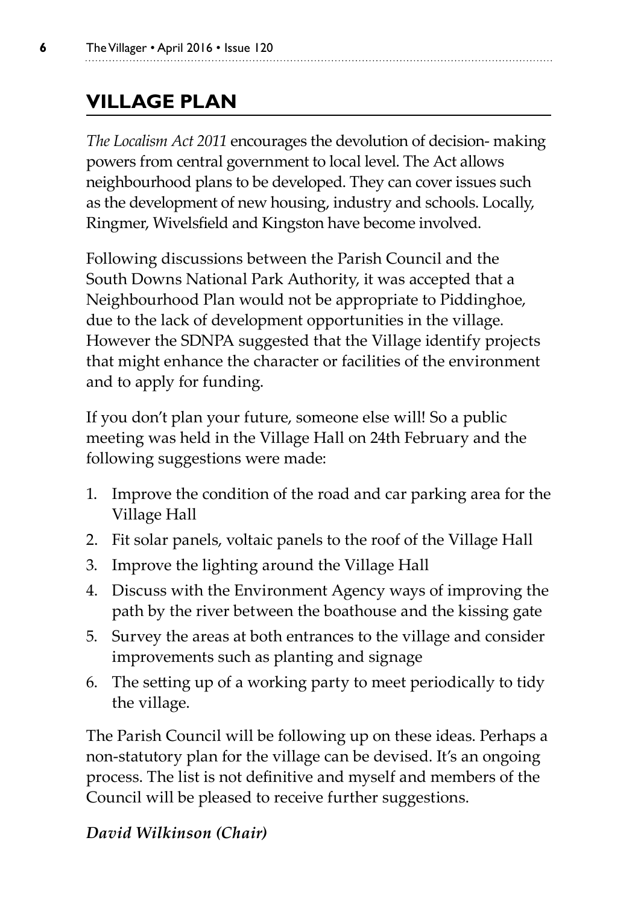## VILLAGE PLAN

*The Localism Act 2011* encourages the devolution of decision- making powers from central government to local level. The Act allows neighbourhood plans to be developed. They can cover issues such as the development of new housing, industry and schools. Locally, Ringmer, Wivelsfield and Kingston have become involved.

Following discussions between the Parish Council and the South Downs National Park Authority, it was accepted that a Neighbourhood Plan would not be appropriate to Piddinghoe, due to the lack of development opportunities in the village. However the SDNPA suggested that the Village identify projects that might enhance the character or facilities of the environment and to apply for funding.

If you don't plan your future, someone else will! So a public meeting was held in the Village Hall on 24th February and the following suggestions were made:

1. Improve the condition of the road and car parking area for the Village Hall
2. Fit solar panels, voltaic panels to the roof of the Village Hall
3. Improve the lighting around the Village Hall
4. Discuss with the Environment Agency ways of improving the path by the river between the boathouse and the kissing gate
5. Survey the areas at both entrances to the village and consider improvements such as planting and signage
6. The setting up of a working party to meet periodically to tidy the village.

The Parish Council will be following up on these ideas. Perhaps a non-statutory plan for the village can be devised. It's an ongoing process. The list is not definitive and myself and members of the Council will be pleased to receive further suggestions.

***David Wilkinson (Chair)***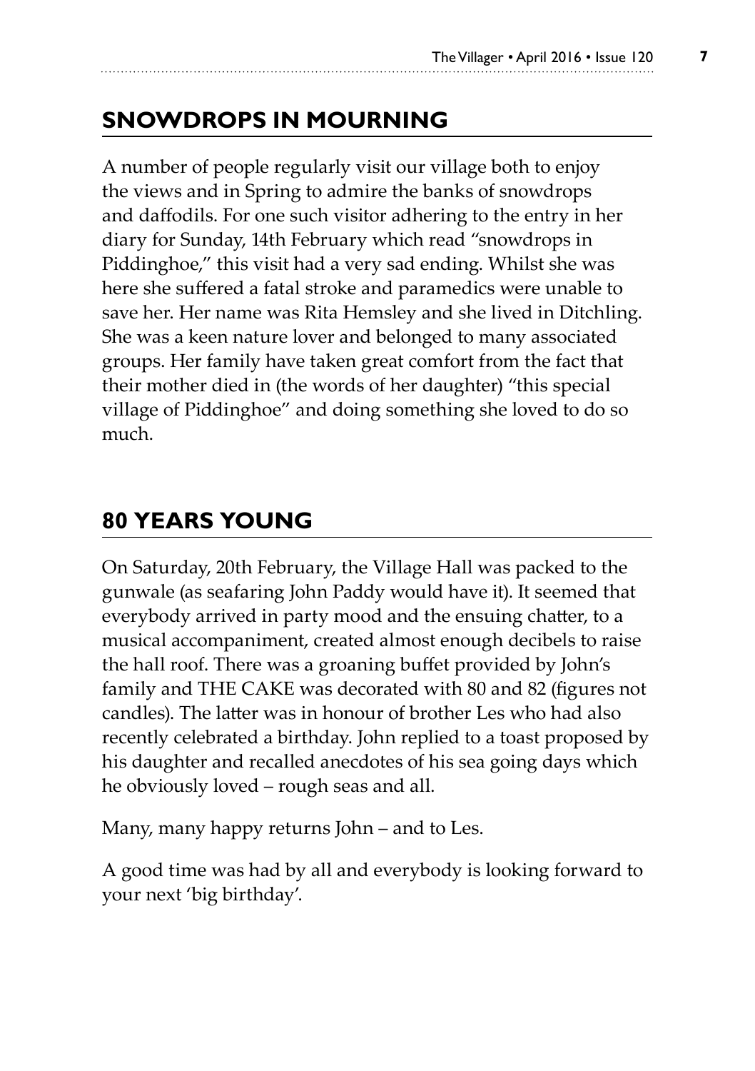## SNOWDROPS IN MOURNING

A number of people regularly visit our village both to enjoy the views and in Spring to admire the banks of snowdrops and daffodils. For one such visitor adhering to the entry in her diary for Sunday, 14th February which read "snowdrops in Piddinghoe," this visit had a very sad ending. Whilst she was here she suffered a fatal stroke and paramedics were unable to save her. Her name was Rita Hemsley and she lived in Ditchling. She was a keen nature lover and belonged to many associated groups. Her family have taken great comfort from the fact that their mother died in (the words of her daughter) "this special village of Piddinghoe" and doing something she loved to do so much.

## 80 YEARS YOUNG

On Saturday, 20th February, the Village Hall was packed to the gunwale (as seafaring John Paddy would have it). It seemed that everybody arrived in party mood and the ensuing chatter, to a musical accompaniment, created almost enough decibels to raise the hall roof. There was a groaning buffet provided by John's family and THE CAKE was decorated with 80 and 82 (figures not candles). The latter was in honour of brother Les who had also recently celebrated a birthday. John replied to a toast proposed by his daughter and recalled anecdotes of his sea going days which he obviously loved – rough seas and all.

Many, many happy returns John – and to Les.

A good time was had by all and everybody is looking forward to your next 'big birthday'.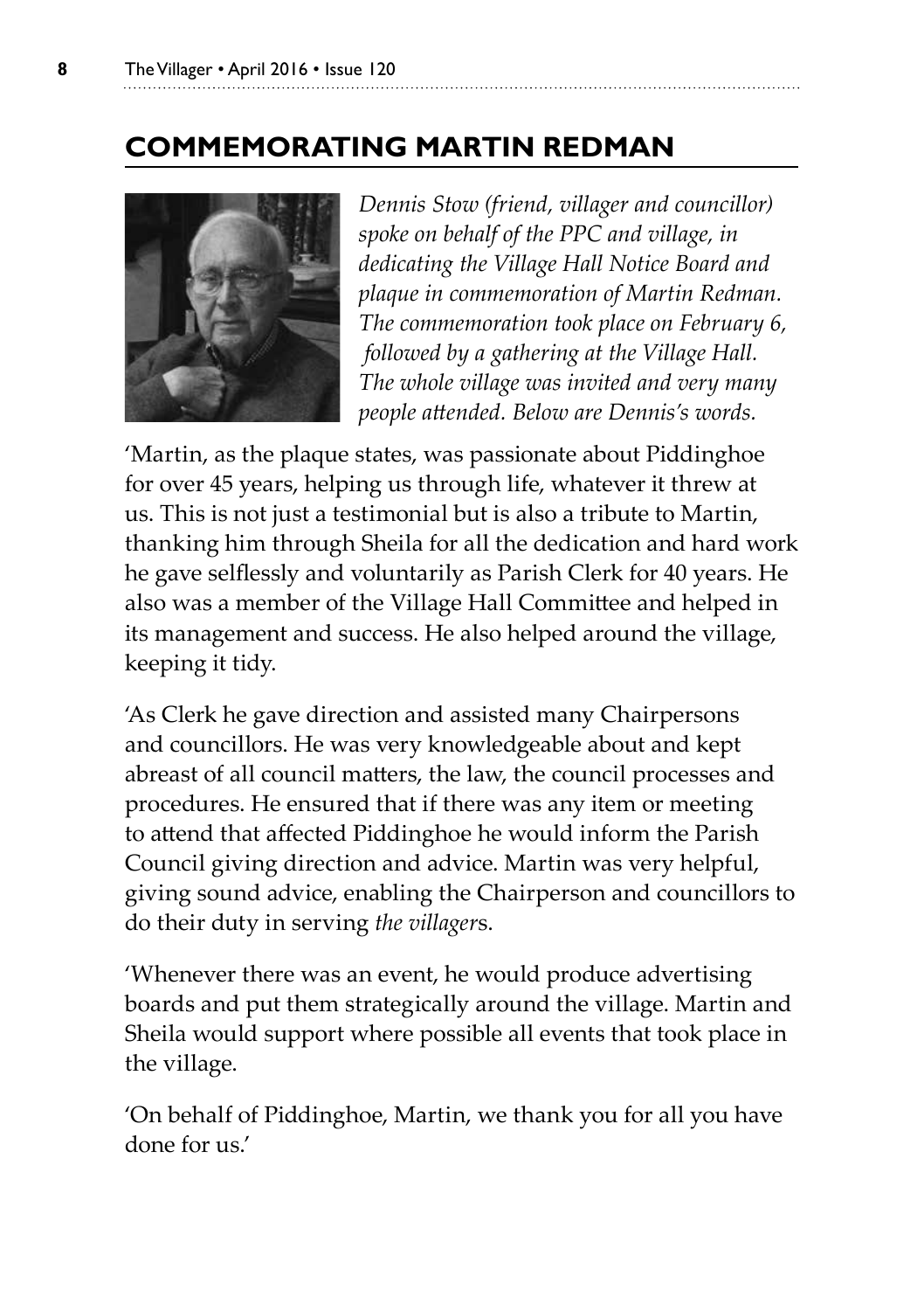## COMMEMORATING MARTIN REDMAN

*Dennis Stow (friend, villager and councillor) spoke on behalf of the PPC and village, in dedicating the Village Hall Notice Board and plaque in commemoration of Martin Redman. The commemoration took place on February 6, followed by a gathering at the Village Hall. The whole village was invited and very many people attended. Below are Dennis's words.*

'Martin, as the plaque states, was passionate about Piddinghoe for over 45 years, helping us through life, whatever it threw at us. This is not just a testimonial but is also a tribute to Martin, thanking him through Sheila for all the dedication and hard work he gave selflessly and voluntarily as Parish Clerk for 40 years. He also was a member of the Village Hall Committee and helped in its management and success. He also helped around the village, keeping it tidy.

'As Clerk he gave direction and assisted many Chairpersons and councillors. He was very knowledgeable about and kept abreast of all council matters, the law, the council processes and procedures. He ensured that if there was any item or meeting to attend that affected Piddinghoe he would inform the Parish Council giving direction and advice. Martin was very helpful, giving sound advice, enabling the Chairperson and councillors to do their duty in serving *the villager*s.

'Whenever there was an event, he would produce advertising boards and put them strategically around the village. Martin and Sheila would support where possible all events that took place in the village.

'On behalf of Piddinghoe, Martin, we thank you for all you have done for us.'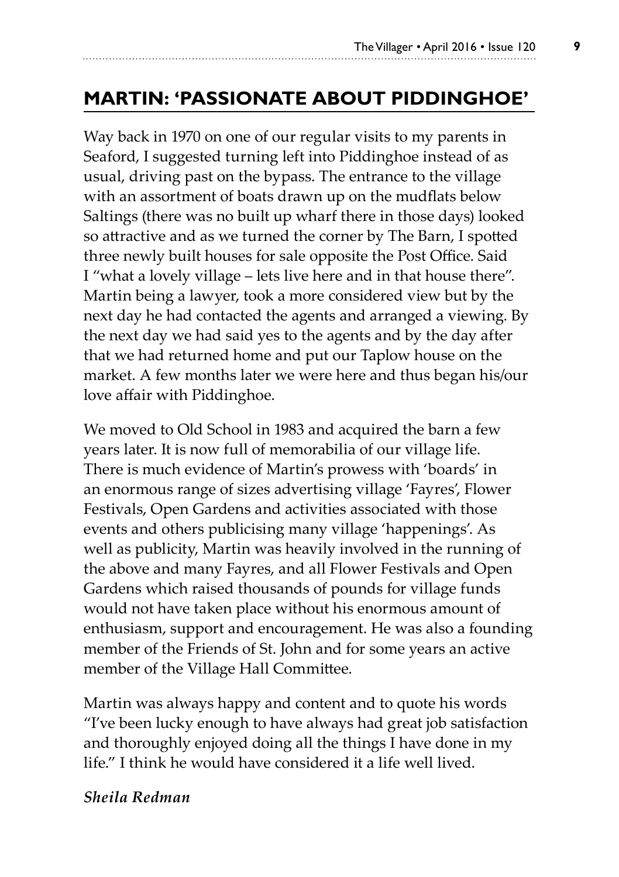## MARTIN: 'PASSIONATE ABOUT PIDDINGHOE'

Way back in 1970 on one of our regular visits to my parents in Seaford, I suggested turning left into Piddinghoe instead of as usual, driving past on the bypass. The entrance to the village with an assortment of boats drawn up on the mudflats below Saltings (there was no built up wharf there in those days) looked so attractive and as we turned the corner by The Barn, I spotted three newly built houses for sale opposite the Post Office. Said I "what a lovely village – lets live here and in that house there". Martin being a lawyer, took a more considered view but by the next day he had contacted the agents and arranged a viewing. By the next day we had said yes to the agents and by the day after that we had returned home and put our Taplow house on the market. A few months later we were here and thus began his/our love affair with Piddinghoe.

We moved to Old School in 1983 and acquired the barn a few years later. It is now full of memorabilia of our village life. There is much evidence of Martin's prowess with 'boards' in an enormous range of sizes advertising village 'Fayres', Flower Festivals, Open Gardens and activities associated with those events and others publicising many village 'happenings'. As well as publicity, Martin was heavily involved in the running of the above and many Fayres, and all Flower Festivals and Open Gardens which raised thousands of pounds for village funds would not have taken place without his enormous amount of enthusiasm, support and encouragement. He was also a founding member of the Friends of St. John and for some years an active member of the Village Hall Committee.

Martin was always happy and content and to quote his words "I've been lucky enough to have always had great job satisfaction and thoroughly enjoyed doing all the things I have done in my life." I think he would have considered it a life well lived.

***Sheila Redman***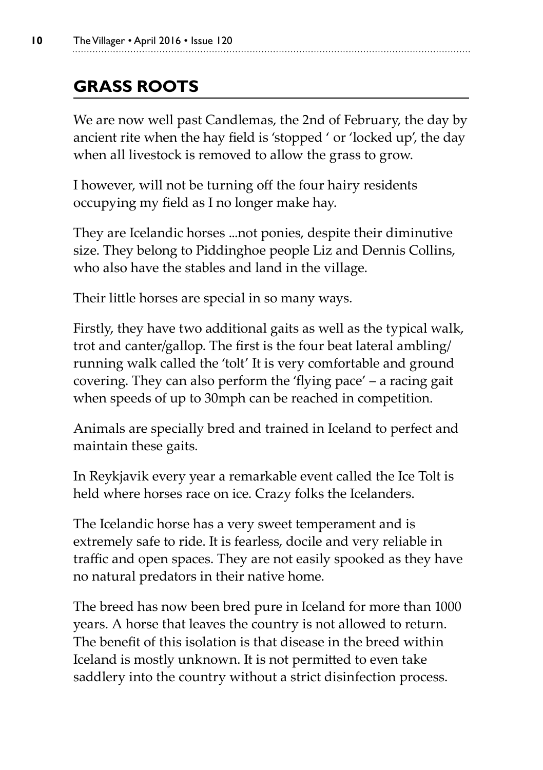## GRASS ROOTS

We are now well past Candlemas, the 2nd of February, the day by ancient rite when the hay field is 'stopped ' or 'locked up', the day when all livestock is removed to allow the grass to grow.

I however, will not be turning off the four hairy residents occupying my field as I no longer make hay.

They are Icelandic horses ...not ponies, despite their diminutive size. They belong to Piddinghoe people Liz and Dennis Collins, who also have the stables and land in the village.

Their little horses are special in so many ways.

Firstly, they have two additional gaits as well as the typical walk, trot and canter/gallop. The first is the four beat lateral ambling/ running walk called the 'tolt' It is very comfortable and ground covering. They can also perform the 'flying pace' – a racing gait when speeds of up to 30mph can be reached in competition.

Animals are specially bred and trained in Iceland to perfect and maintain these gaits.

In Reykjavik every year a remarkable event called the Ice Tolt is held where horses race on ice. Crazy folks the Icelanders.

The Icelandic horse has a very sweet temperament and is extremely safe to ride. It is fearless, docile and very reliable in traffic and open spaces. They are not easily spooked as they have no natural predators in their native home.

The breed has now been bred pure in Iceland for more than 1000 years. A horse that leaves the country is not allowed to return. The benefit of this isolation is that disease in the breed within Iceland is mostly unknown. It is not permitted to even take saddlery into the country without a strict disinfection process.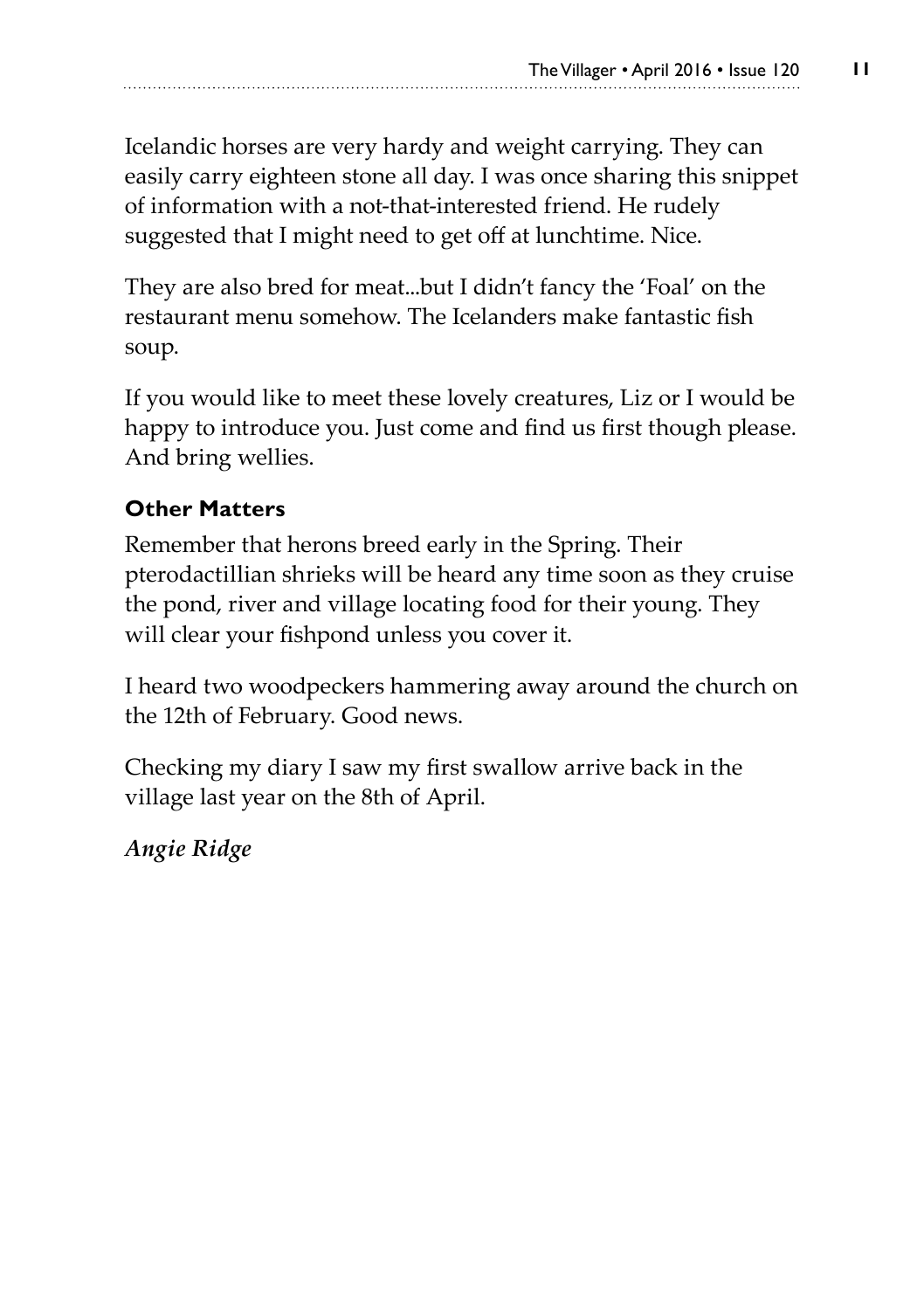Icelandic horses are very hardy and weight carrying. They can easily carry eighteen stone all day. I was once sharing this snippet of information with a not-that-interested friend. He rudely suggested that I might need to get off at lunchtime. Nice.

They are also bred for meat...but I didn't fancy the 'Foal' on the restaurant menu somehow. The Icelanders make fantastic fish soup.

If you would like to meet these lovely creatures, Liz or I would be happy to introduce you. Just come and find us first though please. And bring wellies.

**Other Matters**

Remember that herons breed early in the Spring. Their pterodactillian shrieks will be heard any time soon as they cruise the pond, river and village locating food for their young. They will clear your fishpond unless you cover it.

I heard two woodpeckers hammering away around the church on the 12th of February. Good news.

Checking my diary I saw my first swallow arrive back in the village last year on the 8th of April.

*Angie Ridge*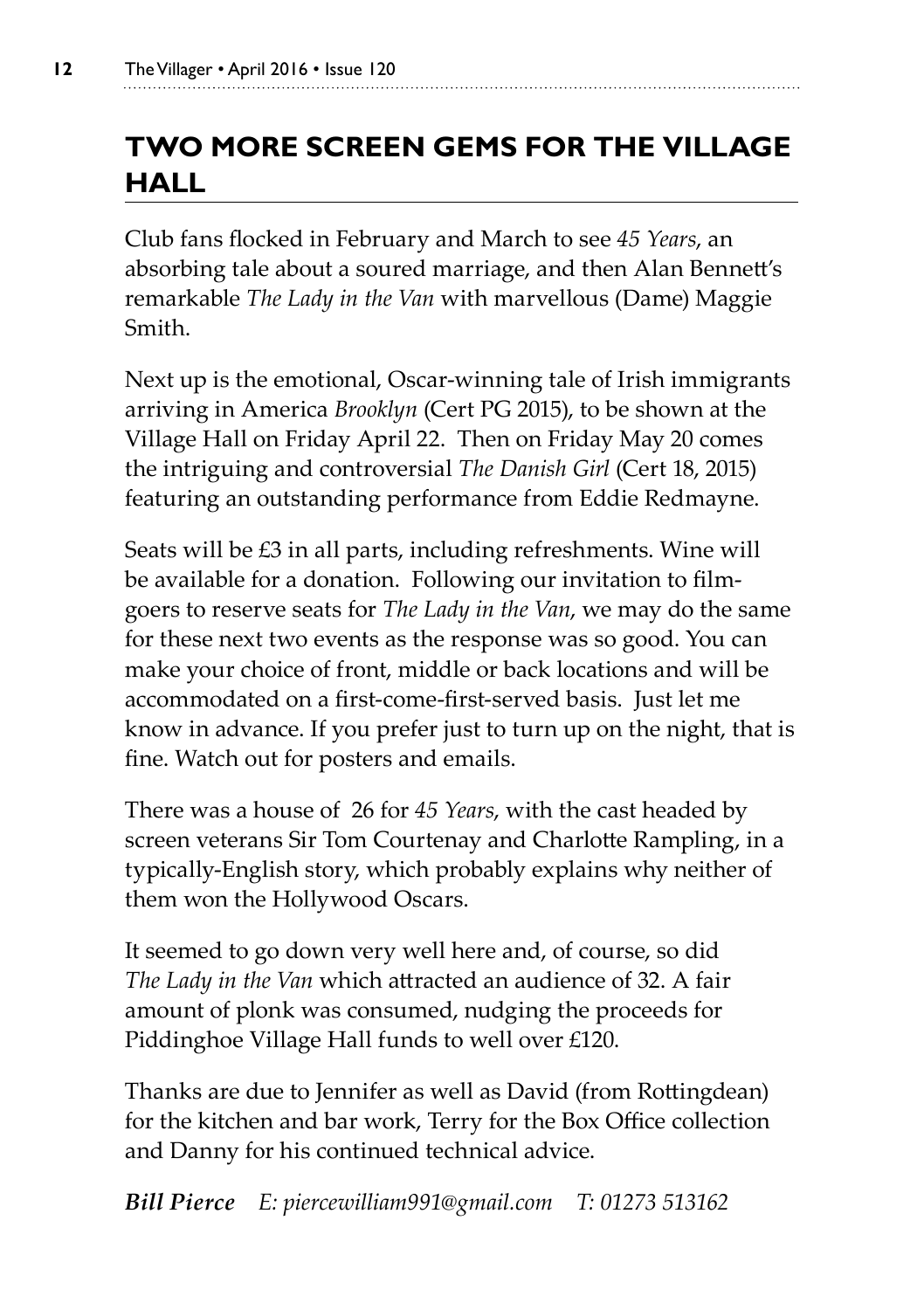## TWO MORE SCREEN GEMS FOR THE VILLAGE HALL

Club fans flocked in February and March to see *45 Years*, an absorbing tale about a soured marriage, and then Alan Bennett's remarkable *The Lady in the Van* with marvellous (Dame) Maggie Smith.

Next up is the emotional, Oscar-winning tale of Irish immigrants arriving in America *Brooklyn* (Cert PG 2015), to be shown at the Village Hall on Friday April 22. Then on Friday May 20 comes the intriguing and controversial *The Danish Girl* (Cert 18, 2015) featuring an outstanding performance from Eddie Redmayne.

Seats will be £3 in all parts, including refreshments. Wine will be available for a donation. Following our invitation to film-goers to reserve seats for *The Lady in the Van*, we may do the same for these next two events as the response was so good. You can make your choice of front, middle or back locations and will be accommodated on a first-come-first-served basis. Just let me know in advance. If you prefer just to turn up on the night, that is fine. Watch out for posters and emails.

There was a house of 26 for *45 Years*, with the cast headed by screen veterans Sir Tom Courtenay and Charlotte Rampling, in a typically-English story, which probably explains why neither of them won the Hollywood Oscars.

It seemed to go down very well here and, of course, so did *The Lady in the Van* which attracted an audience of 32. A fair amount of plonk was consumed, nudging the proceeds for Piddinghoe Village Hall funds to well over £120.

Thanks are due to Jennifer as well as David (from Rottingdean) for the kitchen and bar work, Terry for the Box Office collection and Danny for his continued technical advice.

***Bill Pierce*** *E: piercewilliam991@gmail.com T: 01273 513162*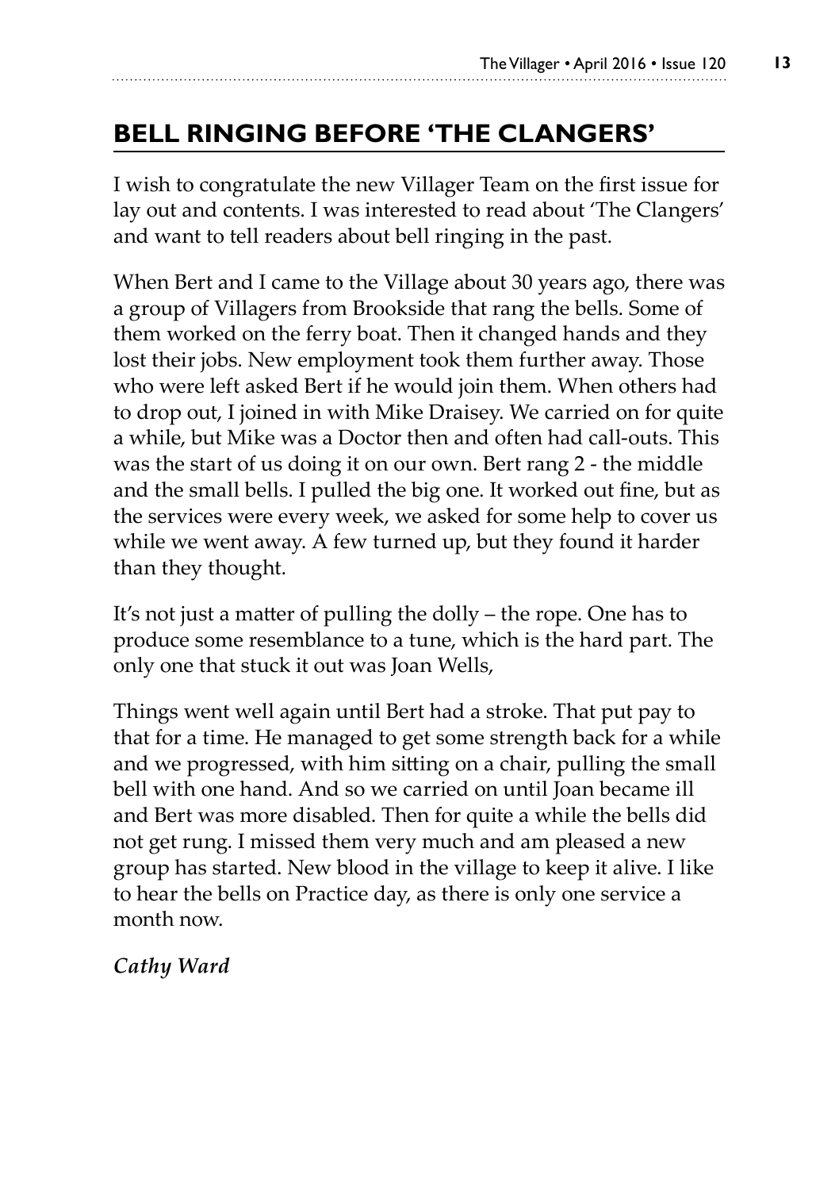## BELL RINGING BEFORE 'THE CLANGERS'

I wish to congratulate the new Villager Team on the first issue for lay out and contents. I was interested to read about 'The Clangers' and want to tell readers about bell ringing in the past.

When Bert and I came to the Village about 30 years ago, there was a group of Villagers from Brookside that rang the bells. Some of them worked on the ferry boat. Then it changed hands and they lost their jobs. New employment took them further away. Those who were left asked Bert if he would join them. When others had to drop out, I joined in with Mike Draisey. We carried on for quite a while, but Mike was a Doctor then and often had call-outs. This was the start of us doing it on our own. Bert rang 2 - the middle and the small bells. I pulled the big one. It worked out fine, but as the services were every week, we asked for some help to cover us while we went away. A few turned up, but they found it harder than they thought.

It's not just a matter of pulling the dolly – the rope. One has to produce some resemblance to a tune, which is the hard part. The only one that stuck it out was Joan Wells,

Things went well again until Bert had a stroke. That put pay to that for a time. He managed to get some strength back for a while and we progressed, with him sitting on a chair, pulling the small bell with one hand. And so we carried on until Joan became ill and Bert was more disabled. Then for quite a while the bells did not get rung. I missed them very much and am pleased a new group has started. New blood in the village to keep it alive. I like to hear the bells on Practice day, as there is only one service a month now.

***Cathy Ward***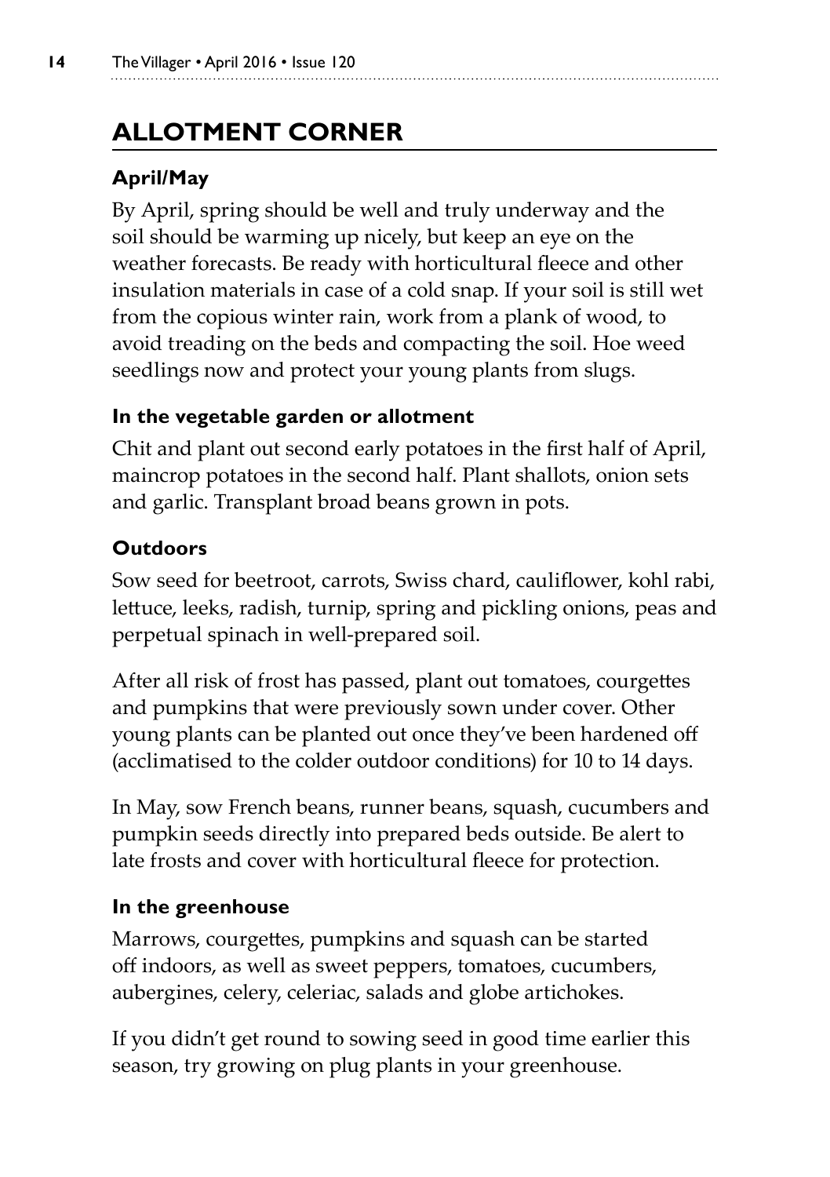## ALLOTMENT CORNER

### April/May

By April, spring should be well and truly underway and the soil should be warming up nicely, but keep an eye on the weather forecasts. Be ready with horticultural fleece and other insulation materials in case of a cold snap. If your soil is still wet from the copious winter rain, work from a plank of wood, to avoid treading on the beds and compacting the soil. Hoe weed seedlings now and protect your young plants from slugs.

#### In the vegetable garden or allotment

Chit and plant out second early potatoes in the first half of April, maincrop potatoes in the second half. Plant shallots, onion sets and garlic. Transplant broad beans grown in pots.

### Outdoors

Sow seed for beetroot, carrots, Swiss chard, cauliflower, kohl rabi, lettuce, leeks, radish, turnip, spring and pickling onions, peas and perpetual spinach in well-prepared soil.

After all risk of frost has passed, plant out tomatoes, courgettes and pumpkins that were previously sown under cover. Other young plants can be planted out once they've been hardened off (acclimatised to the colder outdoor conditions) for 10 to 14 days.

In May, sow French beans, runner beans, squash, cucumbers and pumpkin seeds directly into prepared beds outside. Be alert to late frosts and cover with horticultural fleece for protection.

#### In the greenhouse

Marrows, courgettes, pumpkins and squash can be started off indoors, as well as sweet peppers, tomatoes, cucumbers, aubergines, celery, celeriac, salads and globe artichokes.

If you didn't get round to sowing seed in good time earlier this season, try growing on plug plants in your greenhouse.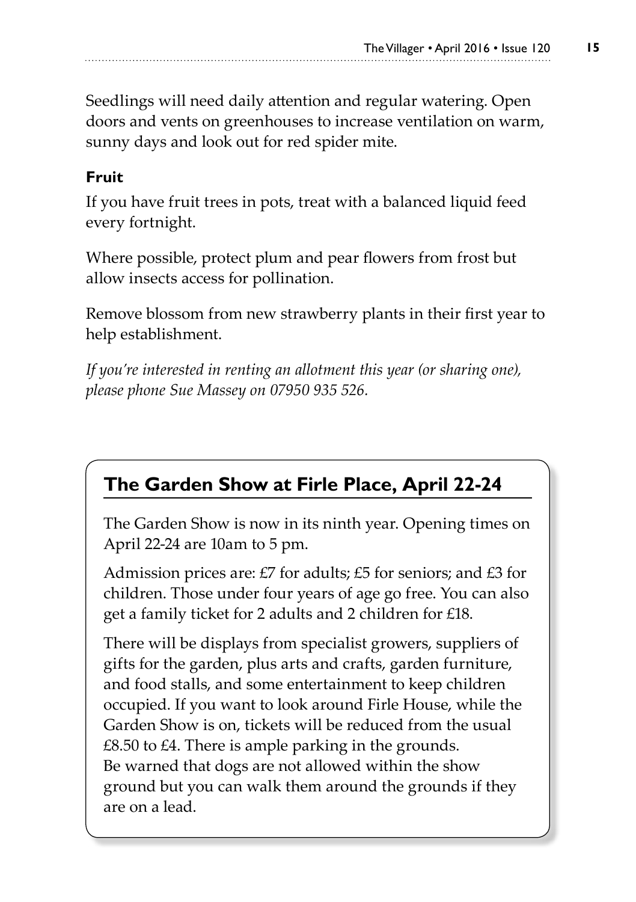Seedlings will need daily attention and regular watering. Open doors and vents on greenhouses to increase ventilation on warm, sunny days and look out for red spider mite.

**Fruit**

If you have fruit trees in pots, treat with a balanced liquid feed every fortnight.

Where possible, protect plum and pear flowers from frost but allow insects access for pollination.

Remove blossom from new strawberry plants in their first year to help establishment.

*If you're interested in renting an allotment this year (or sharing one), please phone Sue Massey on 07950 935 526.*

## The Garden Show at Firle Place, April 22-24

The Garden Show is now in its ninth year. Opening times on April 22-24 are 10am to 5 pm.

Admission prices are: £7 for adults; £5 for seniors; and £3 for children. Those under four years of age go free. You can also get a family ticket for 2 adults and 2 children for £18.

There will be displays from specialist growers, suppliers of gifts for the garden, plus arts and crafts, garden furniture, and food stalls, and some entertainment to keep children occupied. If you want to look around Firle House, while the Garden Show is on, tickets will be reduced from the usual £8.50 to £4. There is ample parking in the grounds.
Be warned that dogs are not allowed within the show ground but you can walk them around the grounds if they are on a lead.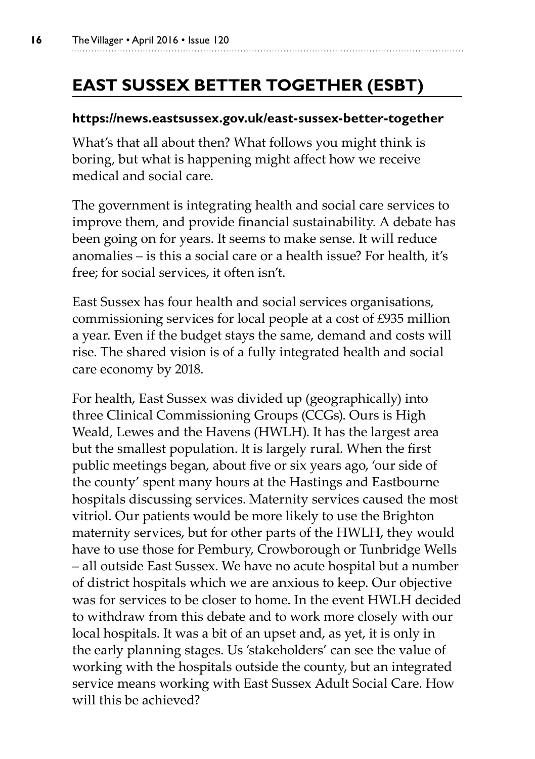## EAST SUSSEX BETTER TOGETHER (ESBT)

**https://news.eastsussex.gov.uk/east-sussex-better-together**

What's that all about then? What follows you might think is boring, but what is happening might affect how we receive medical and social care.

The government is integrating health and social care services to improve them, and provide financial sustainability. A debate has been going on for years. It seems to make sense. It will reduce anomalies – is this a social care or a health issue? For health, it's free; for social services, it often isn't.

East Sussex has four health and social services organisations, commissioning services for local people at a cost of £935 million a year. Even if the budget stays the same, demand and costs will rise. The shared vision is of a fully integrated health and social care economy by 2018.

For health, East Sussex was divided up (geographically) into three Clinical Commissioning Groups (CCGs). Ours is High Weald, Lewes and the Havens (HWLH). It has the largest area but the smallest population. It is largely rural. When the first public meetings began, about five or six years ago, 'our side of the county' spent many hours at the Hastings and Eastbourne hospitals discussing services. Maternity services caused the most vitriol. Our patients would be more likely to use the Brighton maternity services, but for other parts of the HWLH, they would have to use those for Pembury, Crowborough or Tunbridge Wells – all outside East Sussex. We have no acute hospital but a number of district hospitals which we are anxious to keep. Our objective was for services to be closer to home. In the event HWLH decided to withdraw from this debate and to work more closely with our local hospitals. It was a bit of an upset and, as yet, it is only in the early planning stages. Us 'stakeholders' can see the value of working with the hospitals outside the county, but an integrated service means working with East Sussex Adult Social Care. How will this be achieved?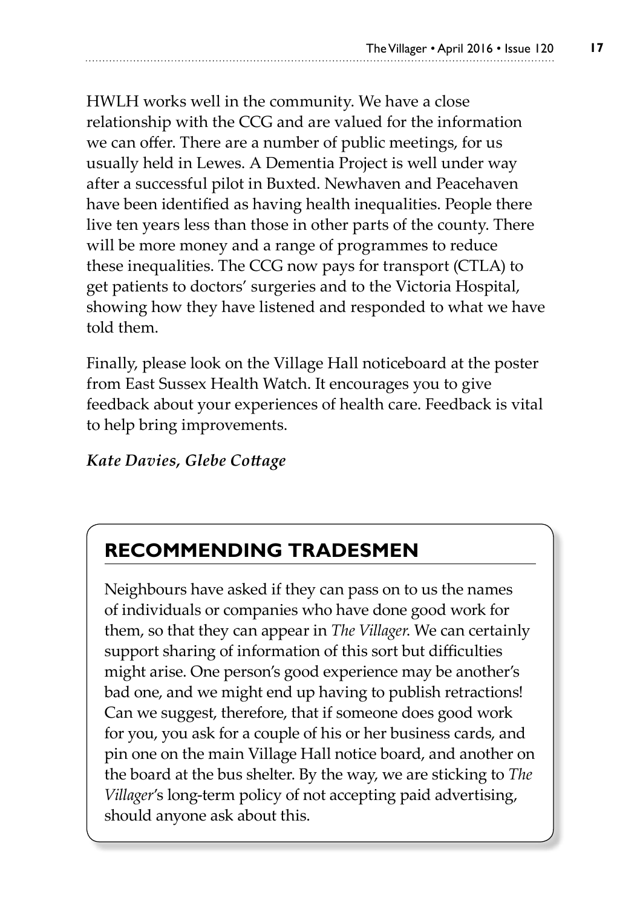HWLH works well in the community. We have a close relationship with the CCG and are valued for the information we can offer. There are a number of public meetings, for us usually held in Lewes. A Dementia Project is well under way after a successful pilot in Buxted. Newhaven and Peacehaven have been identified as having health inequalities. People there live ten years less than those in other parts of the county. There will be more money and a range of programmes to reduce these inequalities. The CCG now pays for transport (CTLA) to get patients to doctors' surgeries and to the Victoria Hospital, showing how they have listened and responded to what we have told them.

Finally, please look on the Village Hall noticeboard at the poster from East Sussex Health Watch. It encourages you to give feedback about your experiences of health care. Feedback is vital to help bring improvements.

***Kate Davies, Glebe Cottage***

## RECOMMENDING TRADESMEN

Neighbours have asked if they can pass on to us the names of individuals or companies who have done good work for them, so that they can appear in *The Villager*. We can certainly support sharing of information of this sort but difficulties might arise. One person's good experience may be another's bad one, and we might end up having to publish retractions! Can we suggest, therefore, that if someone does good work for you, you ask for a couple of his or her business cards, and pin one on the main Village Hall notice board, and another on the board at the bus shelter. By the way, we are sticking to *The Villager*'s long-term policy of not accepting paid advertising, should anyone ask about this.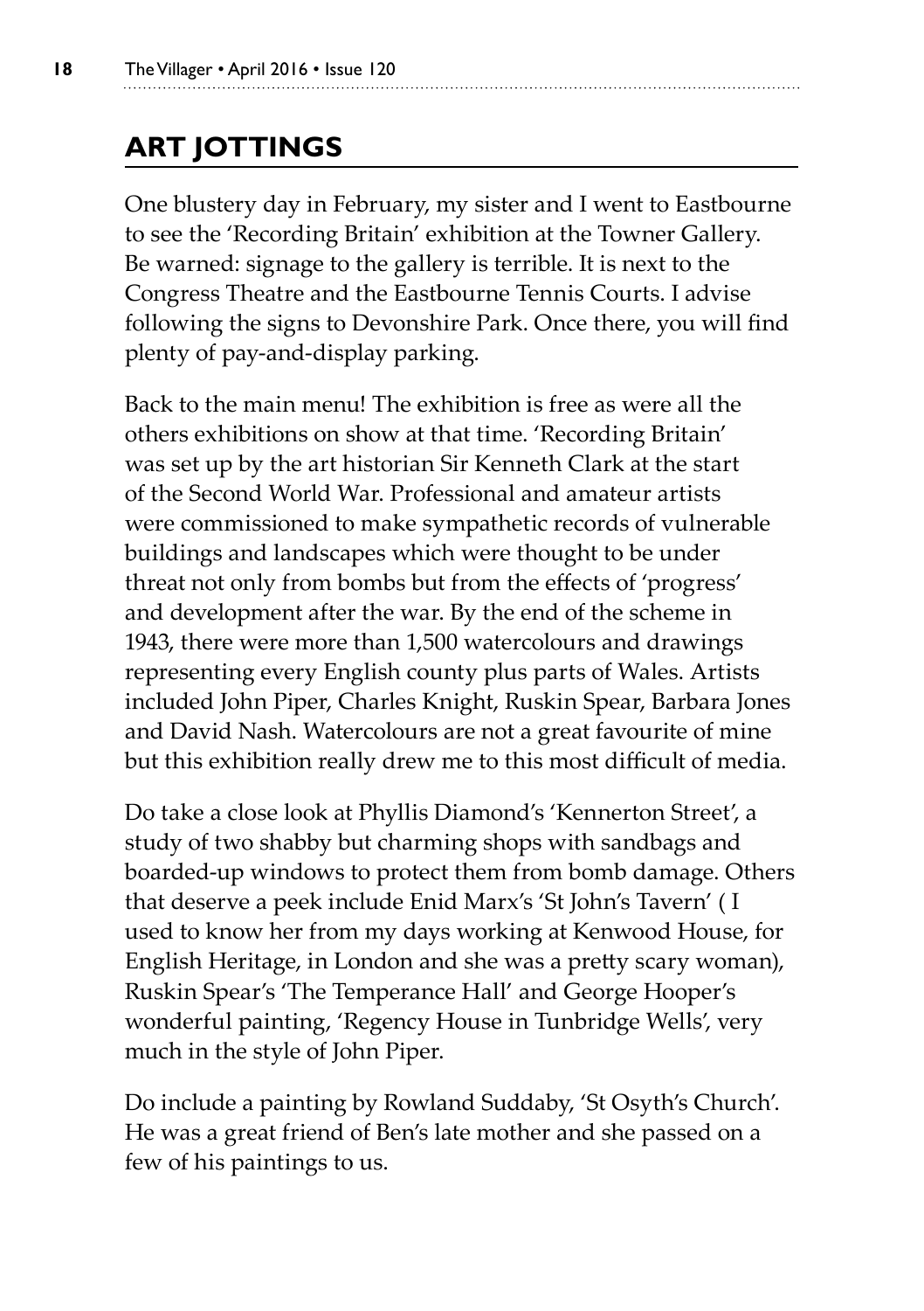## ART JOTTINGS

One blustery day in February, my sister and I went to Eastbourne to see the 'Recording Britain' exhibition at the Towner Gallery. Be warned: signage to the gallery is terrible. It is next to the Congress Theatre and the Eastbourne Tennis Courts. I advise following the signs to Devonshire Park. Once there, you will find plenty of pay-and-display parking.

Back to the main menu! The exhibition is free as were all the others exhibitions on show at that time. 'Recording Britain' was set up by the art historian Sir Kenneth Clark at the start of the Second World War. Professional and amateur artists were commissioned to make sympathetic records of vulnerable buildings and landscapes which were thought to be under threat not only from bombs but from the effects of 'progress' and development after the war. By the end of the scheme in 1943, there were more than 1,500 watercolours and drawings representing every English county plus parts of Wales. Artists included John Piper, Charles Knight, Ruskin Spear, Barbara Jones and David Nash. Watercolours are not a great favourite of mine but this exhibition really drew me to this most difficult of media.

Do take a close look at Phyllis Diamond's 'Kennerton Street', a study of two shabby but charming shops with sandbags and boarded-up windows to protect them from bomb damage. Others that deserve a peek include Enid Marx's 'St John's Tavern' ( I used to know her from my days working at Kenwood House, for English Heritage, in London and she was a pretty scary woman), Ruskin Spear's 'The Temperance Hall' and George Hooper's wonderful painting, 'Regency House in Tunbridge Wells', very much in the style of John Piper.

Do include a painting by Rowland Suddaby, 'St Osyth's Church'. He was a great friend of Ben's late mother and she passed on a few of his paintings to us.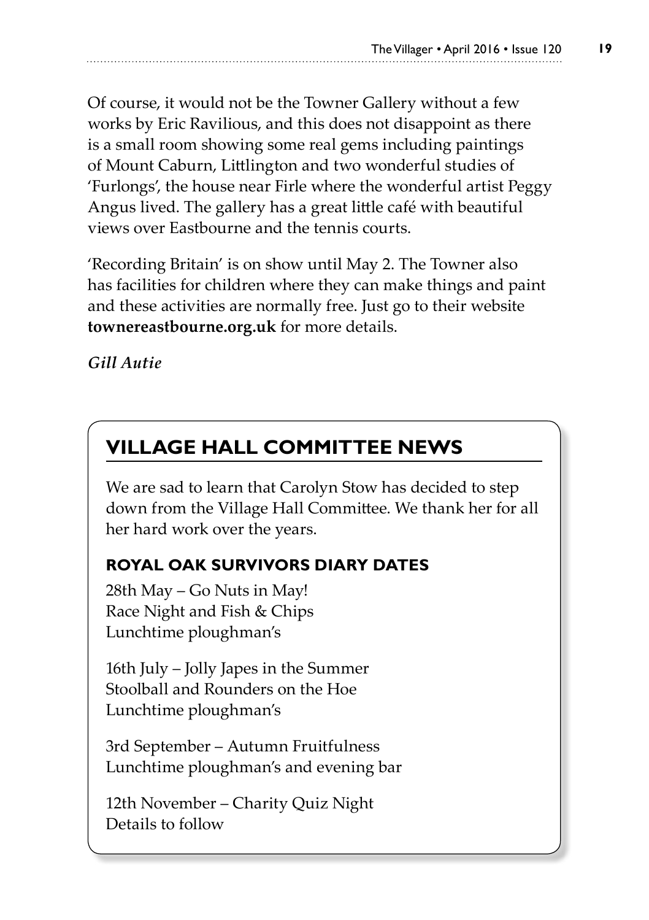Of course, it would not be the Towner Gallery without a few works by Eric Ravilious, and this does not disappoint as there is a small room showing some real gems including paintings of Mount Caburn, Littlington and two wonderful studies of 'Furlongs', the house near Firle where the wonderful artist Peggy Angus lived. The gallery has a great little café with beautiful views over Eastbourne and the tennis courts.

'Recording Britain' is on show until May 2. The Towner also has facilities for children where they can make things and paint and these activities are normally free. Just go to their website **townereastbourne.org.uk** for more details.

***Gill Autie***

## VILLAGE HALL COMMITTEE NEWS

We are sad to learn that Carolyn Stow has decided to step down from the Village Hall Committee. We thank her for all her hard work over the years.

### ROYAL OAK SURVIVORS DIARY DATES

28th May – Go Nuts in May!
Race Night and Fish & Chips
Lunchtime ploughman's

16th July – Jolly Japes in the Summer
Stoolball and Rounders on the Hoe
Lunchtime ploughman's

3rd September – Autumn Fruitfulness
Lunchtime ploughman's and evening bar

12th November – Charity Quiz Night
Details to follow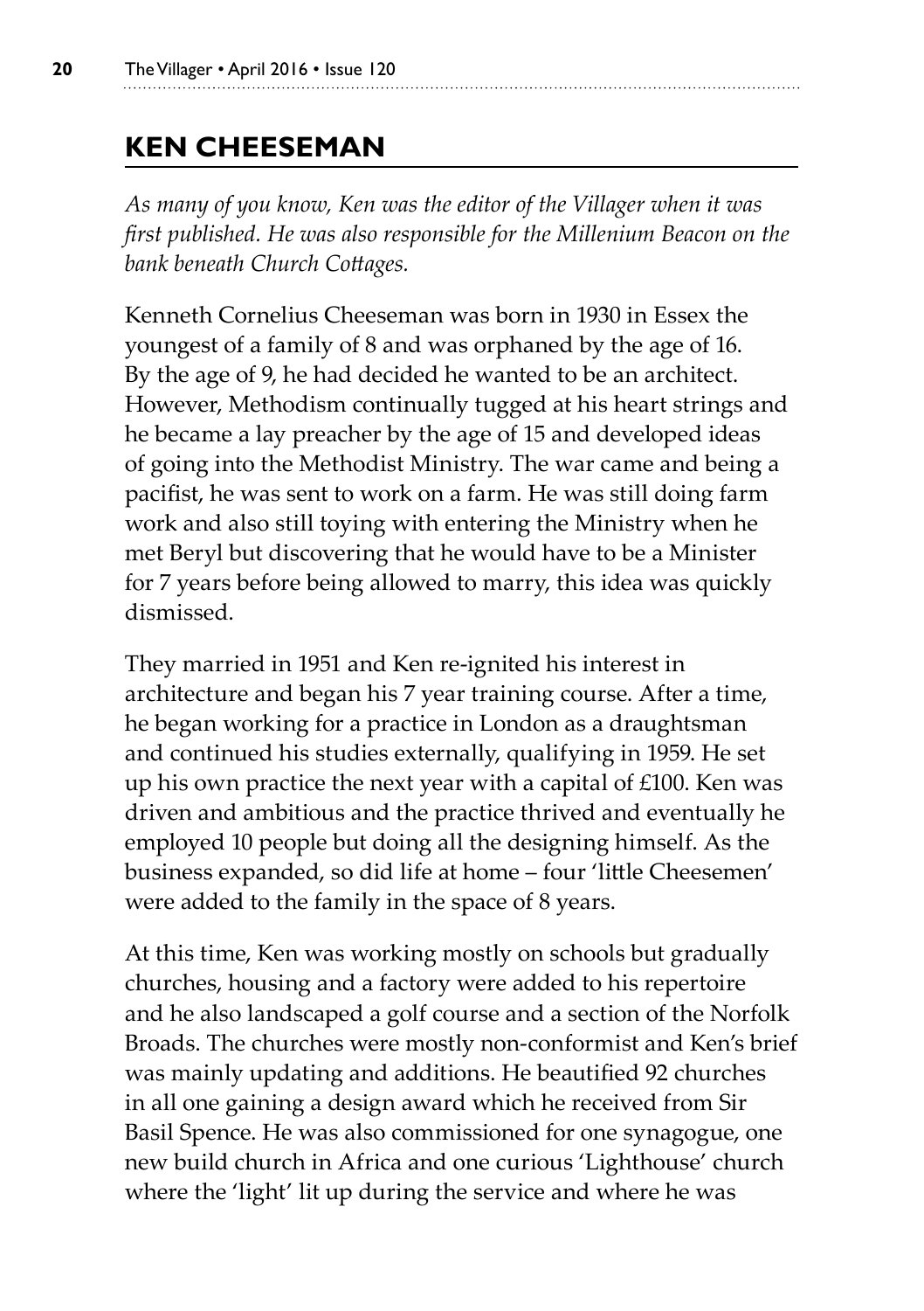## KEN CHEESEMAN

*As many of you know, Ken was the editor of the Villager when it was first published. He was also responsible for the Millenium Beacon on the bank beneath Church Cottages.*

Kenneth Cornelius Cheeseman was born in 1930 in Essex the youngest of a family of 8 and was orphaned by the age of 16. By the age of 9, he had decided he wanted to be an architect. However, Methodism continually tugged at his heart strings and he became a lay preacher by the age of 15 and developed ideas of going into the Methodist Ministry. The war came and being a pacifist, he was sent to work on a farm. He was still doing farm work and also still toying with entering the Ministry when he met Beryl but discovering that he would have to be a Minister for 7 years before being allowed to marry, this idea was quickly dismissed.

They married in 1951 and Ken re-ignited his interest in architecture and began his 7 year training course. After a time, he began working for a practice in London as a draughtsman and continued his studies externally, qualifying in 1959. He set up his own practice the next year with a capital of £100. Ken was driven and ambitious and the practice thrived and eventually he employed 10 people but doing all the designing himself. As the business expanded, so did life at home – four 'little Cheesemen' were added to the family in the space of 8 years.

At this time, Ken was working mostly on schools but gradually churches, housing and a factory were added to his repertoire and he also landscaped a golf course and a section of the Norfolk Broads. The churches were mostly non-conformist and Ken's brief was mainly updating and additions. He beautified 92 churches in all one gaining a design award which he received from Sir Basil Spence. He was also commissioned for one synagogue, one new build church in Africa and one curious 'Lighthouse' church where the 'light' lit up during the service and where he was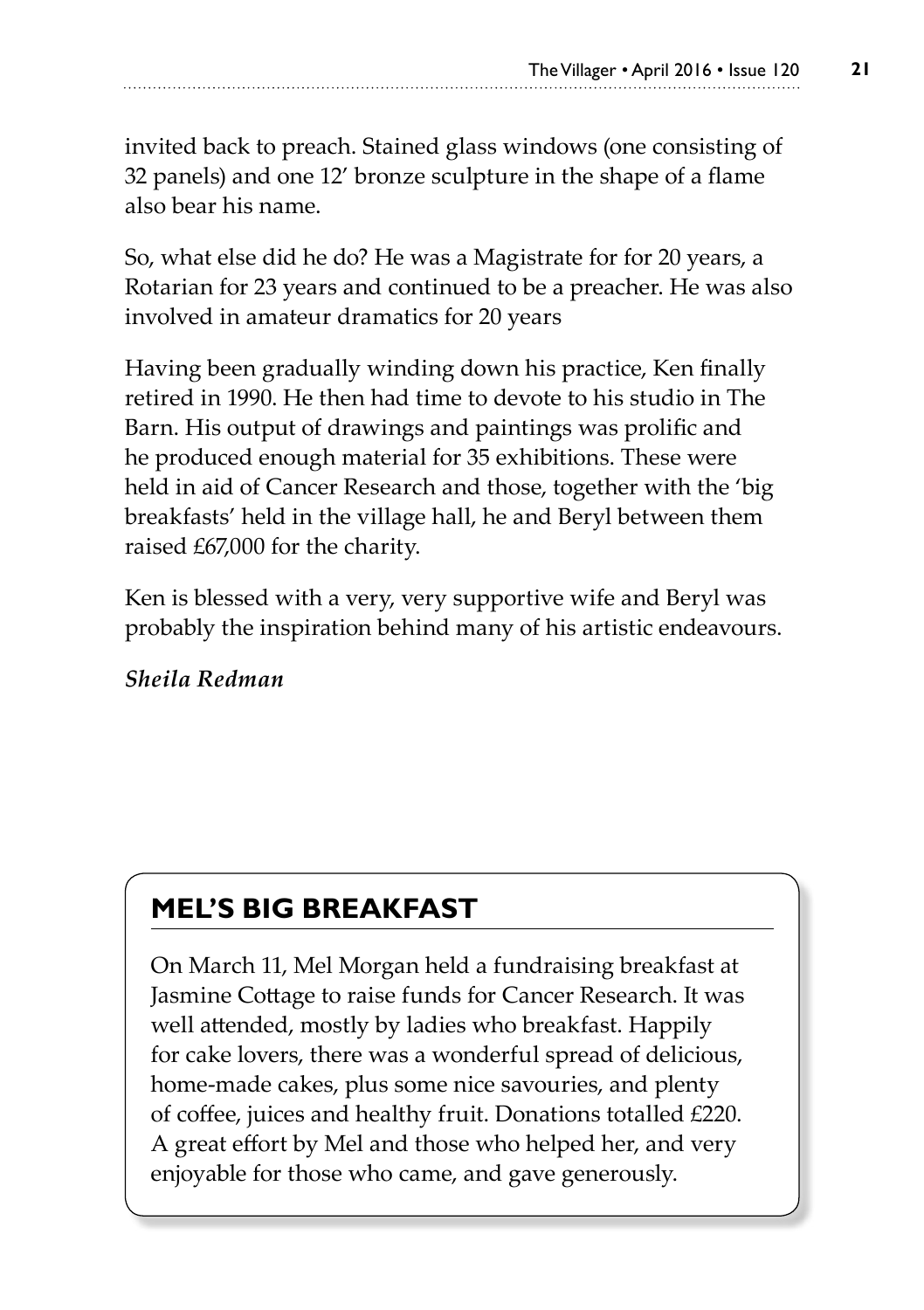invited back to preach. Stained glass windows (one consisting of 32 panels) and one 12' bronze sculpture in the shape of a flame also bear his name.

So, what else did he do? He was a Magistrate for for 20 years, a Rotarian for 23 years and continued to be a preacher. He was also involved in amateur dramatics for 20 years

Having been gradually winding down his practice, Ken finally retired in 1990. He then had time to devote to his studio in The Barn. His output of drawings and paintings was prolific and he produced enough material for 35 exhibitions. These were held in aid of Cancer Research and those, together with the 'big breakfasts' held in the village hall, he and Beryl between them raised £67,000 for the charity.

Ken is blessed with a very, very supportive wife and Beryl was probably the inspiration behind many of his artistic endeavours.

***Sheila Redman***

## MEL'S BIG BREAKFAST

On March 11, Mel Morgan held a fundraising breakfast at Jasmine Cottage to raise funds for Cancer Research. It was well attended, mostly by ladies who breakfast. Happily for cake lovers, there was a wonderful spread of delicious, home-made cakes, plus some nice savouries, and plenty of coffee, juices and healthy fruit. Donations totalled £220. A great effort by Mel and those who helped her, and very enjoyable for those who came, and gave generously.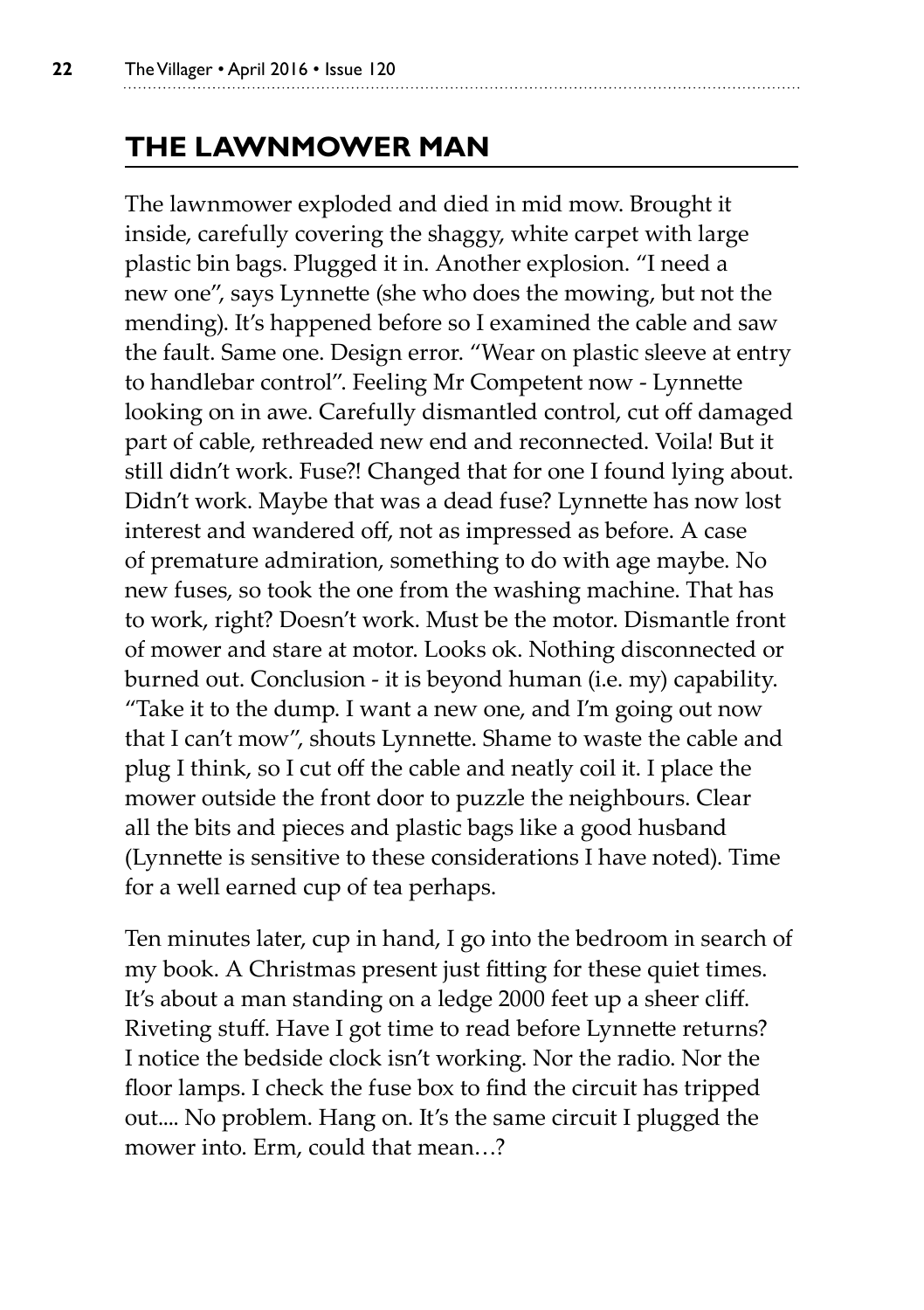## THE LAWNMOWER MAN

The lawnmower exploded and died in mid mow. Brought it inside, carefully covering the shaggy, white carpet with large plastic bin bags. Plugged it in. Another explosion. "I need a new one", says Lynnette (she who does the mowing, but not the mending). It's happened before so I examined the cable and saw the fault. Same one. Design error. "Wear on plastic sleeve at entry to handlebar control". Feeling Mr Competent now - Lynnette looking on in awe. Carefully dismantled control, cut off damaged part of cable, rethreaded new end and reconnected. Voila! But it still didn't work. Fuse?! Changed that for one I found lying about. Didn't work. Maybe that was a dead fuse? Lynnette has now lost interest and wandered off, not as impressed as before. A case of premature admiration, something to do with age maybe. No new fuses, so took the one from the washing machine. That has to work, right? Doesn't work. Must be the motor. Dismantle front of mower and stare at motor. Looks ok. Nothing disconnected or burned out. Conclusion - it is beyond human (i.e. my) capability. "Take it to the dump. I want a new one, and I'm going out now that I can't mow", shouts Lynnette. Shame to waste the cable and plug I think, so I cut off the cable and neatly coil it. I place the mower outside the front door to puzzle the neighbours. Clear all the bits and pieces and plastic bags like a good husband (Lynnette is sensitive to these considerations I have noted). Time for a well earned cup of tea perhaps.

Ten minutes later, cup in hand, I go into the bedroom in search of my book. A Christmas present just fitting for these quiet times. It's about a man standing on a ledge 2000 feet up a sheer cliff. Riveting stuff. Have I got time to read before Lynnette returns? I notice the bedside clock isn't working. Nor the radio. Nor the floor lamps. I check the fuse box to find the circuit has tripped out.... No problem. Hang on. It's the same circuit I plugged the mower into. Erm, could that mean…?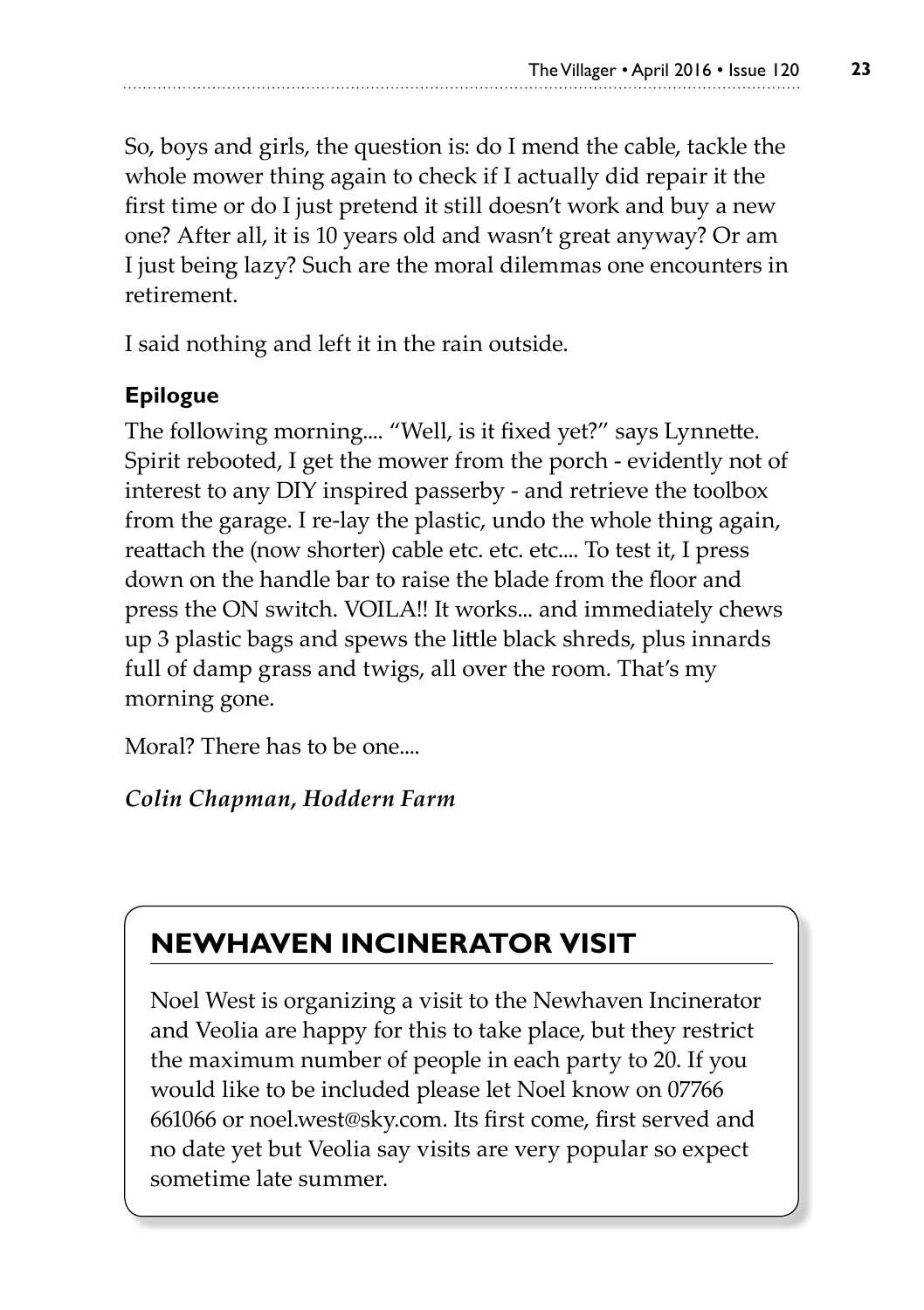So, boys and girls, the question is: do I mend the cable, tackle the whole mower thing again to check if I actually did repair it the first time or do I just pretend it still doesn't work and buy a new one? After all, it is 10 years old and wasn't great anyway? Or am I just being lazy? Such are the moral dilemmas one encounters in retirement.

I said nothing and left it in the rain outside.

**Epilogue**

The following morning.... "Well, is it fixed yet?" says Lynnette. Spirit rebooted, I get the mower from the porch - evidently not of interest to any DIY inspired passerby - and retrieve the toolbox from the garage. I re-lay the plastic, undo the whole thing again, reattach the (now shorter) cable etc. etc. etc.... To test it, I press down on the handle bar to raise the blade from the floor and press the ON switch. VOILA!! It works... and immediately chews up 3 plastic bags and spews the little black shreds, plus innards full of damp grass and twigs, all over the room. That's my morning gone.

Moral? There has to be one....

***Colin Chapman, Hoddern Farm***

## NEWHAVEN INCINERATOR VISIT

Noel West is organizing a visit to the Newhaven Incinerator and Veolia are happy for this to take place, but they restrict the maximum number of people in each party to 20. If you would like to be included please let Noel know on 07766 661066 or noel.west@sky.com. Its first come, first served and no date yet but Veolia say visits are very popular so expect sometime late summer.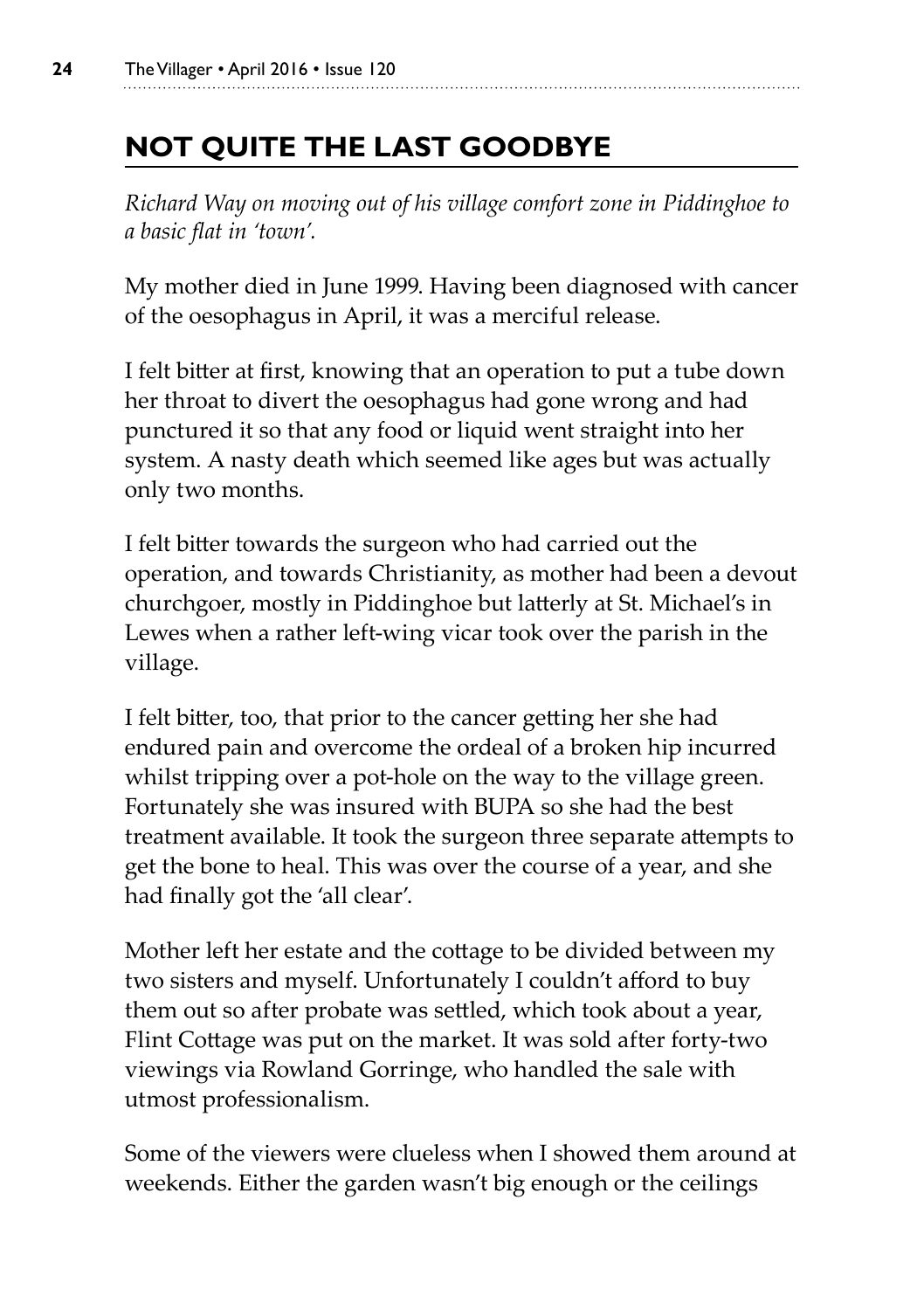## NOT QUITE THE LAST GOODBYE

*Richard Way on moving out of his village comfort zone in Piddinghoe to a basic flat in 'town'.*

My mother died in June 1999. Having been diagnosed with cancer of the oesophagus in April, it was a merciful release.

I felt bitter at first, knowing that an operation to put a tube down her throat to divert the oesophagus had gone wrong and had punctured it so that any food or liquid went straight into her system. A nasty death which seemed like ages but was actually only two months.

I felt bitter towards the surgeon who had carried out the operation, and towards Christianity, as mother had been a devout churchgoer, mostly in Piddinghoe but latterly at St. Michael's in Lewes when a rather left-wing vicar took over the parish in the village.

I felt bitter, too, that prior to the cancer getting her she had endured pain and overcome the ordeal of a broken hip incurred whilst tripping over a pot-hole on the way to the village green. Fortunately she was insured with BUPA so she had the best treatment available. It took the surgeon three separate attempts to get the bone to heal. This was over the course of a year, and she had finally got the 'all clear'.

Mother left her estate and the cottage to be divided between my two sisters and myself. Unfortunately I couldn't afford to buy them out so after probate was settled, which took about a year, Flint Cottage was put on the market. It was sold after forty-two viewings via Rowland Gorringe, who handled the sale with utmost professionalism.

Some of the viewers were clueless when I showed them around at weekends. Either the garden wasn't big enough or the ceilings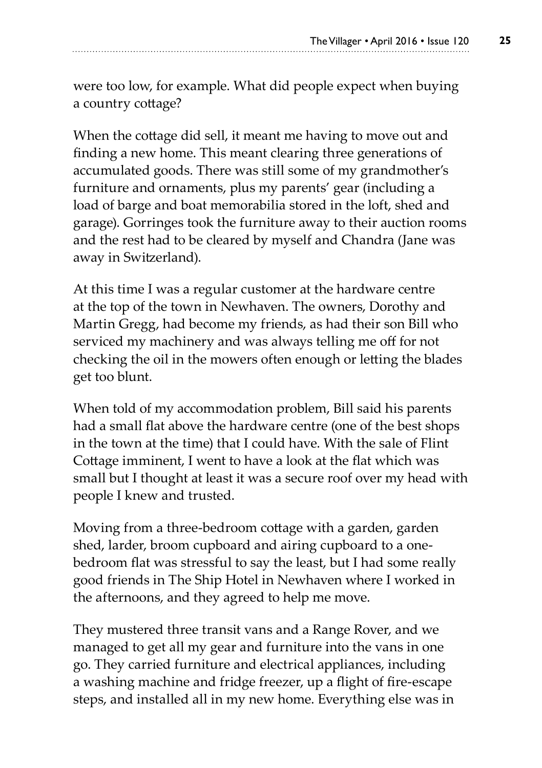were too low, for example. What did people expect when buying a country cottage?

When the cottage did sell, it meant me having to move out and finding a new home. This meant clearing three generations of accumulated goods. There was still some of my grandmother's furniture and ornaments, plus my parents' gear (including a load of barge and boat memorabilia stored in the loft, shed and garage). Gorringes took the furniture away to their auction rooms and the rest had to be cleared by myself and Chandra (Jane was away in Switzerland).

At this time I was a regular customer at the hardware centre at the top of the town in Newhaven. The owners, Dorothy and Martin Gregg, had become my friends, as had their son Bill who serviced my machinery and was always telling me off for not checking the oil in the mowers often enough or letting the blades get too blunt.

When told of my accommodation problem, Bill said his parents had a small flat above the hardware centre (one of the best shops in the town at the time) that I could have. With the sale of Flint Cottage imminent, I went to have a look at the flat which was small but I thought at least it was a secure roof over my head with people I knew and trusted.

Moving from a three-bedroom cottage with a garden, garden shed, larder, broom cupboard and airing cupboard to a one-bedroom flat was stressful to say the least, but I had some really good friends in The Ship Hotel in Newhaven where I worked in the afternoons, and they agreed to help me move.

They mustered three transit vans and a Range Rover, and we managed to get all my gear and furniture into the vans in one go. They carried furniture and electrical appliances, including a washing machine and fridge freezer, up a flight of fire-escape steps, and installed all in my new home. Everything else was in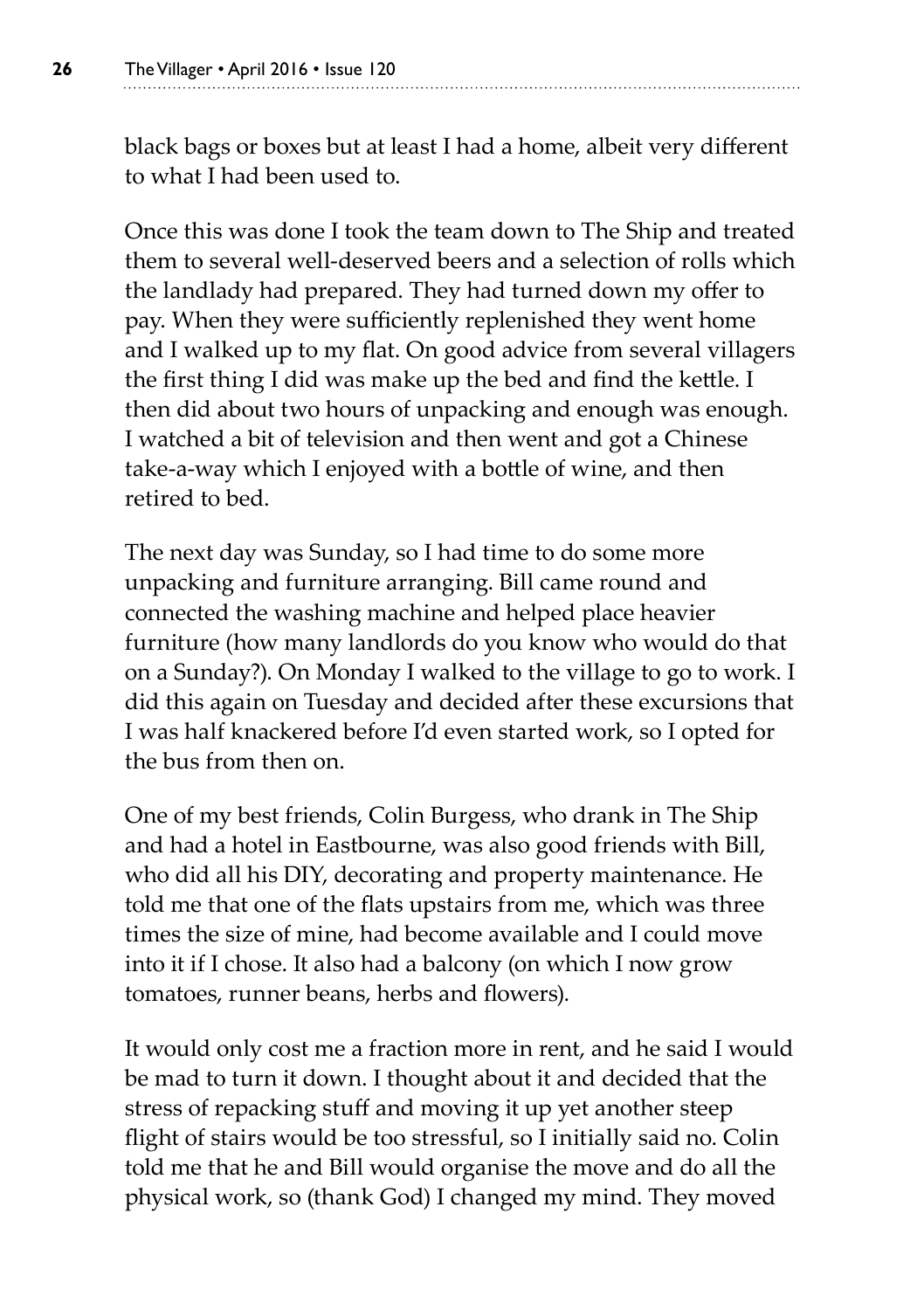black bags or boxes but at least I had a home, albeit very different to what I had been used to.

Once this was done I took the team down to The Ship and treated them to several well-deserved beers and a selection of rolls which the landlady had prepared. They had turned down my offer to pay. When they were sufficiently replenished they went home and I walked up to my flat. On good advice from several villagers the first thing I did was make up the bed and find the kettle. I then did about two hours of unpacking and enough was enough. I watched a bit of television and then went and got a Chinese take-a-way which I enjoyed with a bottle of wine, and then retired to bed.

The next day was Sunday, so I had time to do some more unpacking and furniture arranging. Bill came round and connected the washing machine and helped place heavier furniture (how many landlords do you know who would do that on a Sunday?). On Monday I walked to the village to go to work. I did this again on Tuesday and decided after these excursions that I was half knackered before I'd even started work, so I opted for the bus from then on.

One of my best friends, Colin Burgess, who drank in The Ship and had a hotel in Eastbourne, was also good friends with Bill, who did all his DIY, decorating and property maintenance. He told me that one of the flats upstairs from me, which was three times the size of mine, had become available and I could move into it if I chose. It also had a balcony (on which I now grow tomatoes, runner beans, herbs and flowers).

It would only cost me a fraction more in rent, and he said I would be mad to turn it down. I thought about it and decided that the stress of repacking stuff and moving it up yet another steep flight of stairs would be too stressful, so I initially said no. Colin told me that he and Bill would organise the move and do all the physical work, so (thank God) I changed my mind. They moved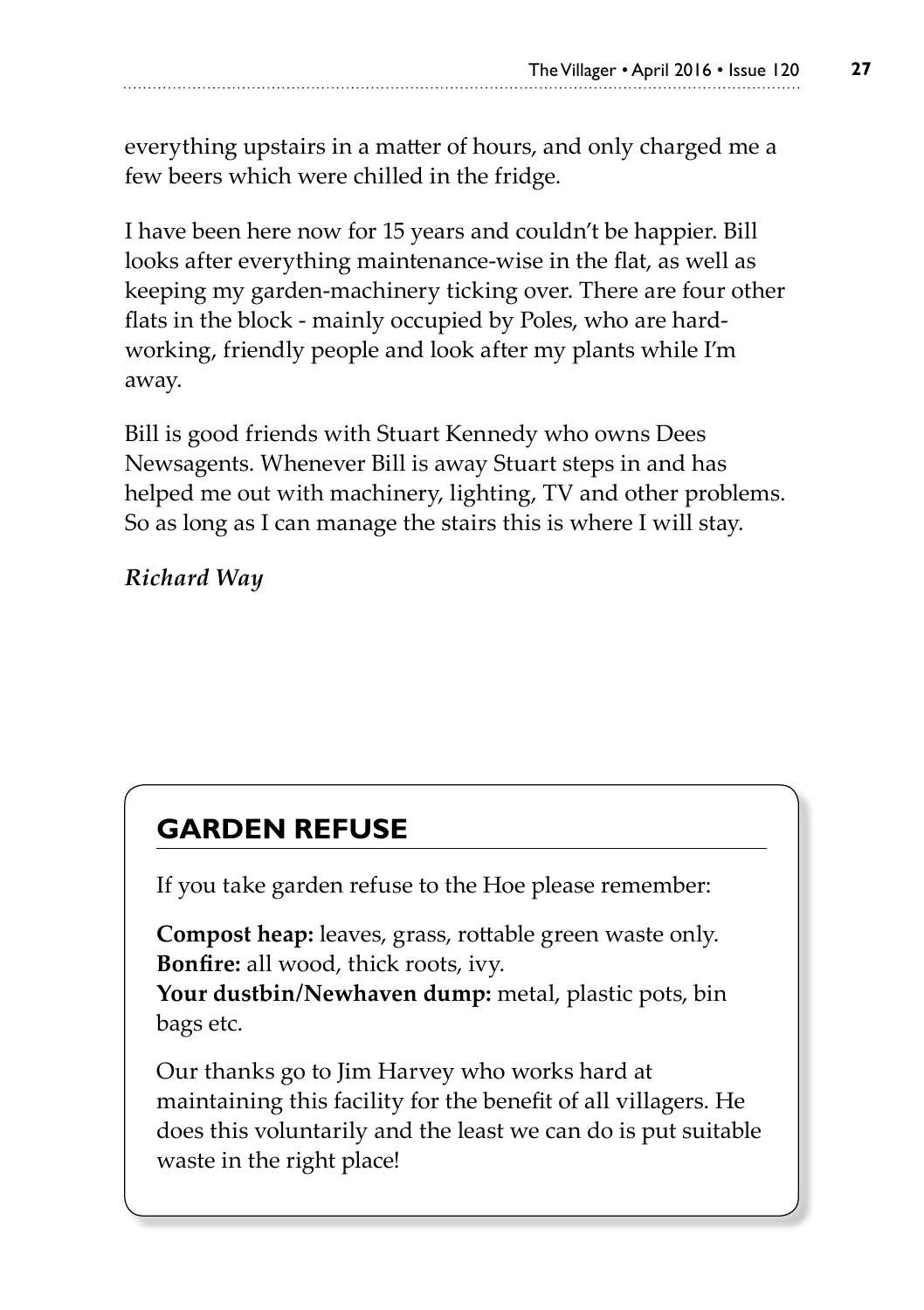everything upstairs in a matter of hours, and only charged me a few beers which were chilled in the fridge.

I have been here now for 15 years and couldn't be happier. Bill looks after everything maintenance-wise in the flat, as well as keeping my garden-machinery ticking over. There are four other flats in the block - mainly occupied by Poles, who are hard-working, friendly people and look after my plants while I'm away.

Bill is good friends with Stuart Kennedy who owns Dees Newsagents. Whenever Bill is away Stuart steps in and has helped me out with machinery, lighting, TV and other problems. So as long as I can manage the stairs this is where I will stay.

*Richard Way*

## GARDEN REFUSE

If you take garden refuse to the Hoe please remember:

**Compost heap:** leaves, grass, rottable green waste only.
**Bonfire:** all wood, thick roots, ivy.
**Your dustbin/Newhaven dump:** metal, plastic pots, bin bags etc.

Our thanks go to Jim Harvey who works hard at maintaining this facility for the benefit of all villagers. He does this voluntarily and the least we can do is put suitable waste in the right place!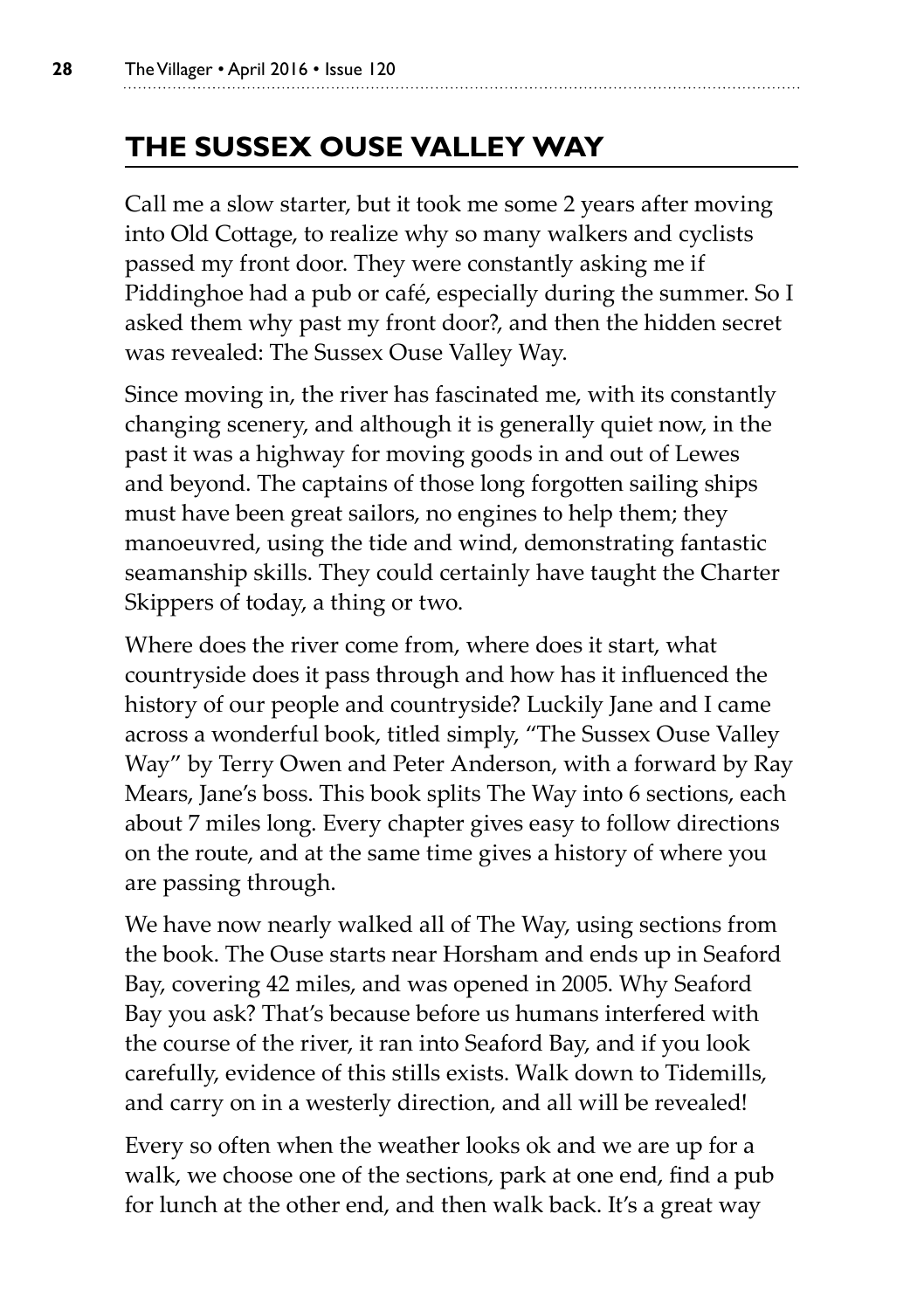## THE SUSSEX OUSE VALLEY WAY

Call me a slow starter, but it took me some 2 years after moving into Old Cottage, to realize why so many walkers and cyclists passed my front door. They were constantly asking me if Piddinghoe had a pub or café, especially during the summer. So I asked them why past my front door?, and then the hidden secret was revealed: The Sussex Ouse Valley Way.

Since moving in, the river has fascinated me, with its constantly changing scenery, and although it is generally quiet now, in the past it was a highway for moving goods in and out of Lewes and beyond. The captains of those long forgotten sailing ships must have been great sailors, no engines to help them; they manoeuvred, using the tide and wind, demonstrating fantastic seamanship skills. They could certainly have taught the Charter Skippers of today, a thing or two.

Where does the river come from, where does it start, what countryside does it pass through and how has it influenced the history of our people and countryside? Luckily Jane and I came across a wonderful book, titled simply, "The Sussex Ouse Valley Way" by Terry Owen and Peter Anderson, with a forward by Ray Mears, Jane's boss. This book splits The Way into 6 sections, each about 7 miles long. Every chapter gives easy to follow directions on the route, and at the same time gives a history of where you are passing through.

We have now nearly walked all of The Way, using sections from the book. The Ouse starts near Horsham and ends up in Seaford Bay, covering 42 miles, and was opened in 2005. Why Seaford Bay you ask? That's because before us humans interfered with the course of the river, it ran into Seaford Bay, and if you look carefully, evidence of this stills exists. Walk down to Tidemills, and carry on in a westerly direction, and all will be revealed!

Every so often when the weather looks ok and we are up for a walk, we choose one of the sections, park at one end, find a pub for lunch at the other end, and then walk back. It's a great way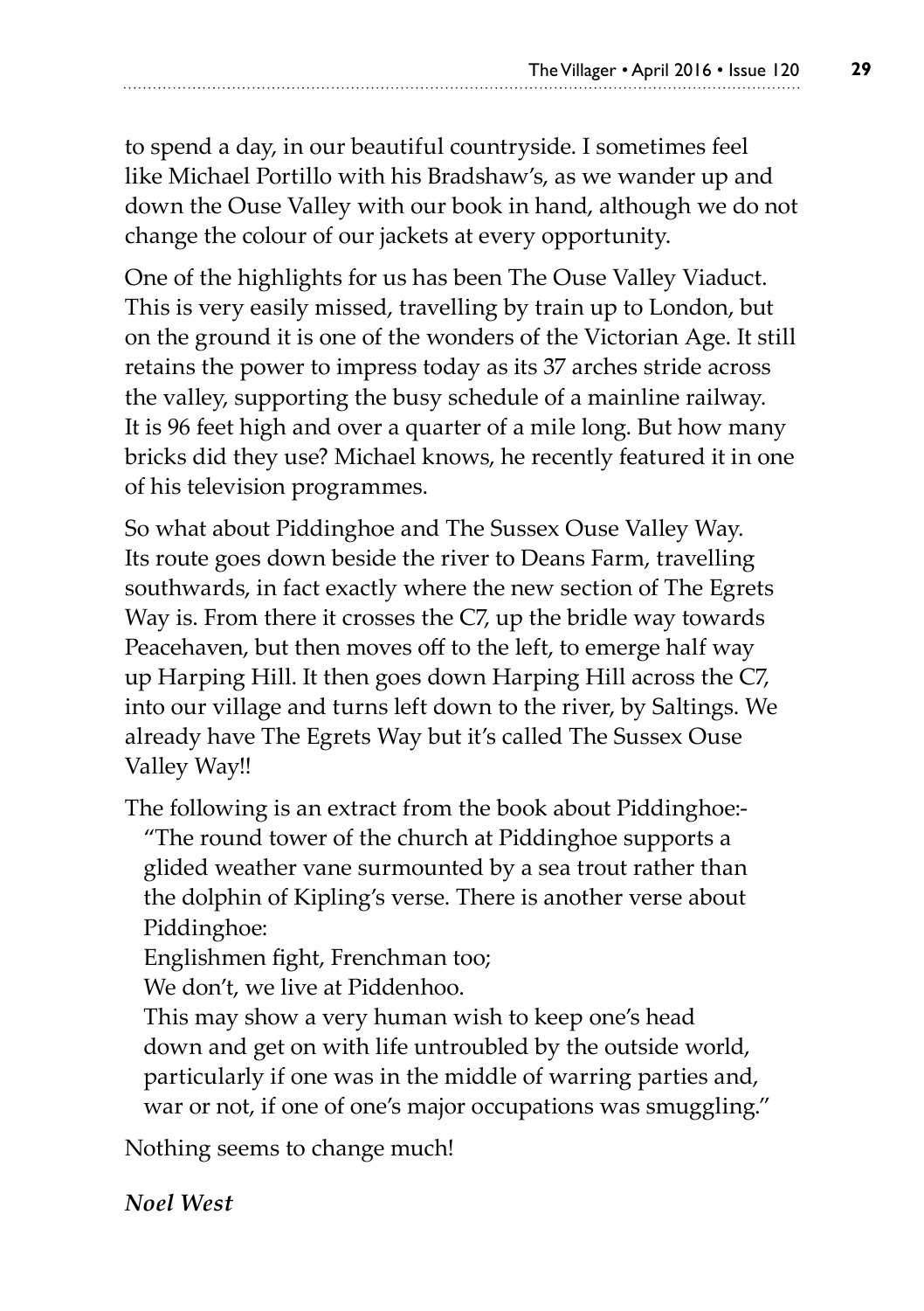to spend a day, in our beautiful countryside. I sometimes feel like Michael Portillo with his Bradshaw's, as we wander up and down the Ouse Valley with our book in hand, although we do not change the colour of our jackets at every opportunity.

One of the highlights for us has been The Ouse Valley Viaduct. This is very easily missed, travelling by train up to London, but on the ground it is one of the wonders of the Victorian Age. It still retains the power to impress today as its 37 arches stride across the valley, supporting the busy schedule of a mainline railway. It is 96 feet high and over a quarter of a mile long. But how many bricks did they use? Michael knows, he recently featured it in one of his television programmes.

So what about Piddinghoe and The Sussex Ouse Valley Way. Its route goes down beside the river to Deans Farm, travelling southwards, in fact exactly where the new section of The Egrets Way is. From there it crosses the C7, up the bridle way towards Peacehaven, but then moves off to the left, to emerge half way up Harping Hill. It then goes down Harping Hill across the C7, into our village and turns left down to the river, by Saltings. We already have The Egrets Way but it's called The Sussex Ouse Valley Way!!

The following is an extract from the book about Piddinghoe:-

> "The round tower of the church at Piddinghoe supports a glided weather vane surmounted by a sea trout rather than the dolphin of Kipling's verse. There is another verse about Piddinghoe:
>
> Englishmen fight, Frenchman too;
>
> We don't, we live at Piddenhoo.
>
> This may show a very human wish to keep one's head down and get on with life untroubled by the outside world, particularly if one was in the middle of warring parties and, war or not, if one of one's major occupations was smuggling."

Nothing seems to change much!

***Noel West***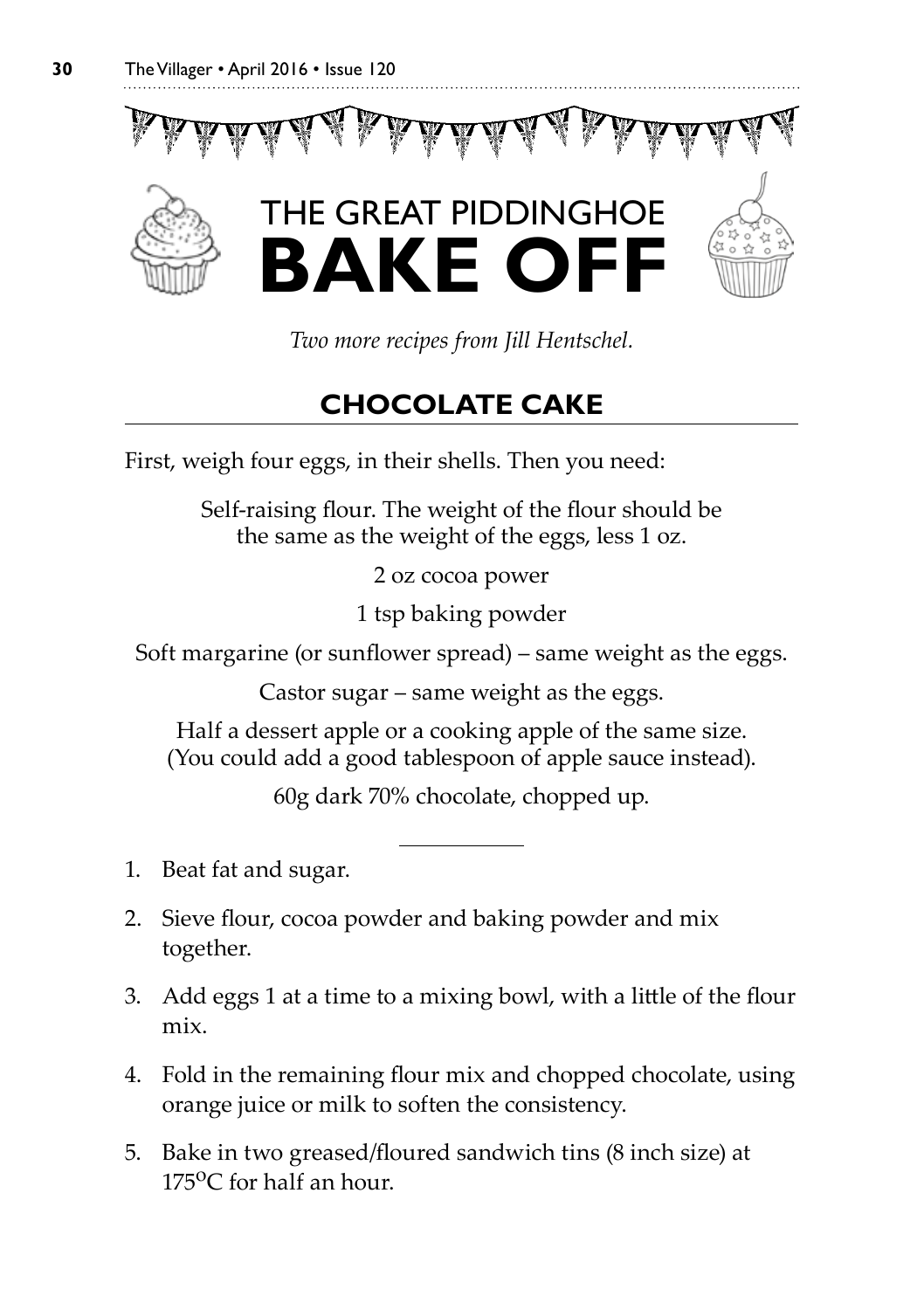# THE GREAT PIDDINGHOE BAKE OFF

*Two more recipes from Jill Hentschel.*

## CHOCOLATE CAKE

First, weigh four eggs, in their shells. Then you need:

Self-raising flour. The weight of the flour should be the same as the weight of the eggs, less 1 oz.

2 oz cocoa power

1 tsp baking powder

Soft margarine (or sunflower spread) – same weight as the eggs.

Castor sugar – same weight as the eggs.

Half a dessert apple or a cooking apple of the same size. (You could add a good tablespoon of apple sauce instead).

60g dark 70% chocolate, chopped up.

---

1. Beat fat and sugar.
2. Sieve flour, cocoa powder and baking powder and mix together.
3. Add eggs 1 at a time to a mixing bowl, with a little of the flour mix.
4. Fold in the remaining flour mix and chopped chocolate, using orange juice or milk to soften the consistency.
5. Bake in two greased/floured sandwich tins (8 inch size) at 175°C for half an hour.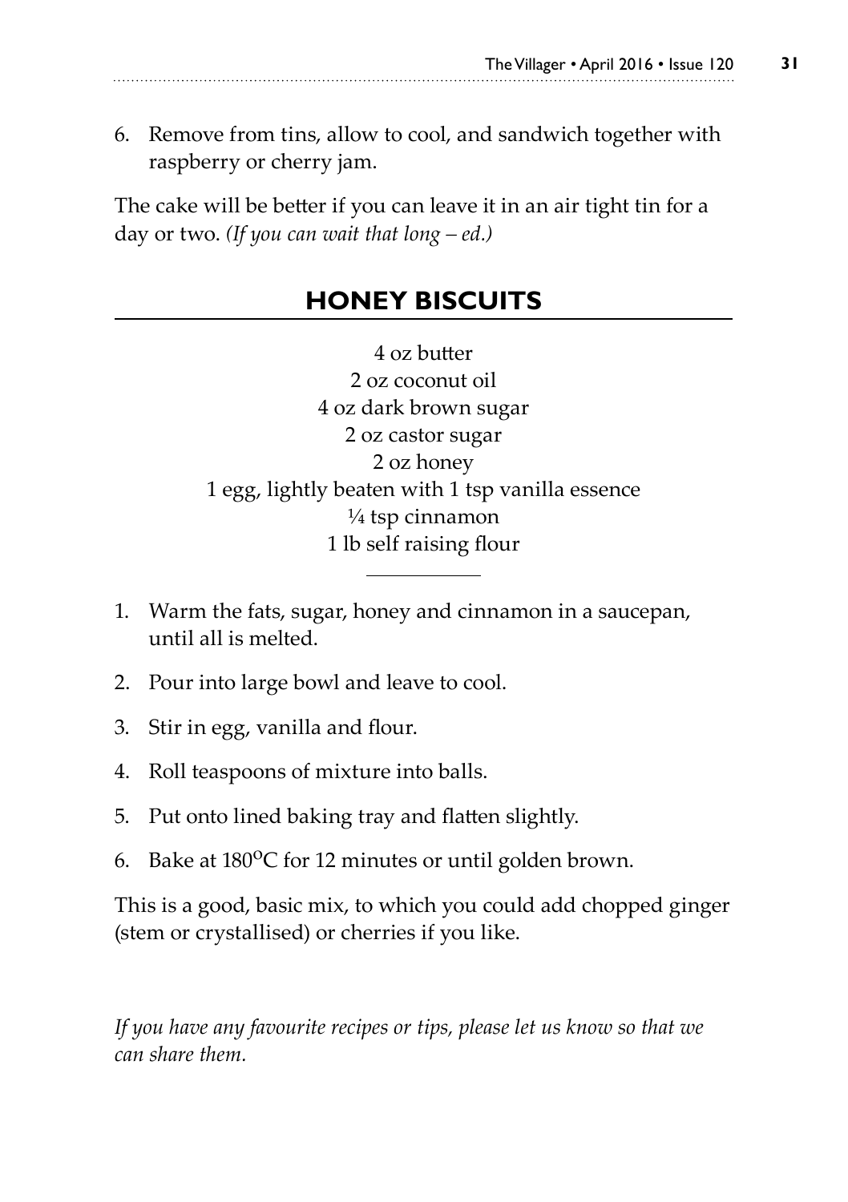6. Remove from tins, allow to cool, and sandwich together with raspberry or cherry jam.

The cake will be better if you can leave it in an air tight tin for a day or two. *(If you can wait that long – ed.)*

## HONEY BISCUITS

4 oz butter
2 oz coconut oil
4 oz dark brown sugar
2 oz castor sugar
2 oz honey
1 egg, lightly beaten with 1 tsp vanilla essence
¼ tsp cinnamon
1 lb self raising flour

---

1. Warm the fats, sugar, honey and cinnamon in a saucepan, until all is melted.
2. Pour into large bowl and leave to cool.
3. Stir in egg, vanilla and flour.
4. Roll teaspoons of mixture into balls.
5. Put onto lined baking tray and flatten slightly.
6. Bake at 180°C for 12 minutes or until golden brown.

This is a good, basic mix, to which you could add chopped ginger (stem or crystallised) or cherries if you like.

*If you have any favourite recipes or tips, please let us know so that we can share them.*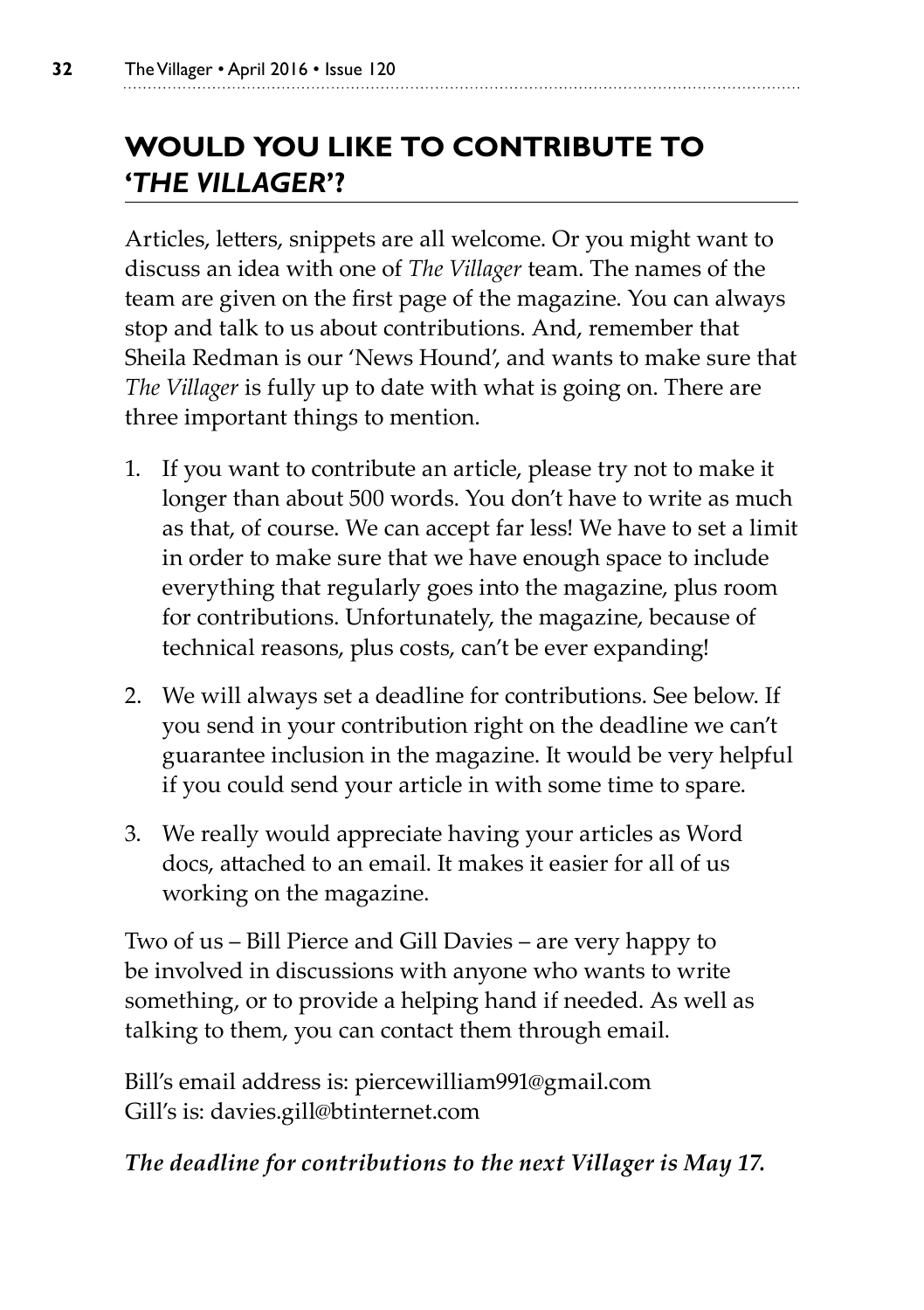## WOULD YOU LIKE TO CONTRIBUTE TO '*THE VILLAGER*'?

Articles, letters, snippets are all welcome. Or you might want to discuss an idea with one of *The Villager* team. The names of the team are given on the first page of the magazine. You can always stop and talk to us about contributions. And, remember that Sheila Redman is our 'News Hound', and wants to make sure that *The Villager* is fully up to date with what is going on. There are three important things to mention.

1. If you want to contribute an article, please try not to make it longer than about 500 words. You don't have to write as much as that, of course. We can accept far less! We have to set a limit in order to make sure that we have enough space to include everything that regularly goes into the magazine, plus room for contributions. Unfortunately, the magazine, because of technical reasons, plus costs, can't be ever expanding!

2. We will always set a deadline for contributions. See below. If you send in your contribution right on the deadline we can't guarantee inclusion in the magazine. It would be very helpful if you could send your article in with some time to spare.

3. We really would appreciate having your articles as Word docs, attached to an email. It makes it easier for all of us working on the magazine.

Two of us – Bill Pierce and Gill Davies – are very happy to be involved in discussions with anyone who wants to write something, or to provide a helping hand if needed. As well as talking to them, you can contact them through email.

Bill's email address is: piercewilliam991@gmail.com
Gill's is: davies.gill@btinternet.com

***The deadline for contributions to the next Villager is May 17.***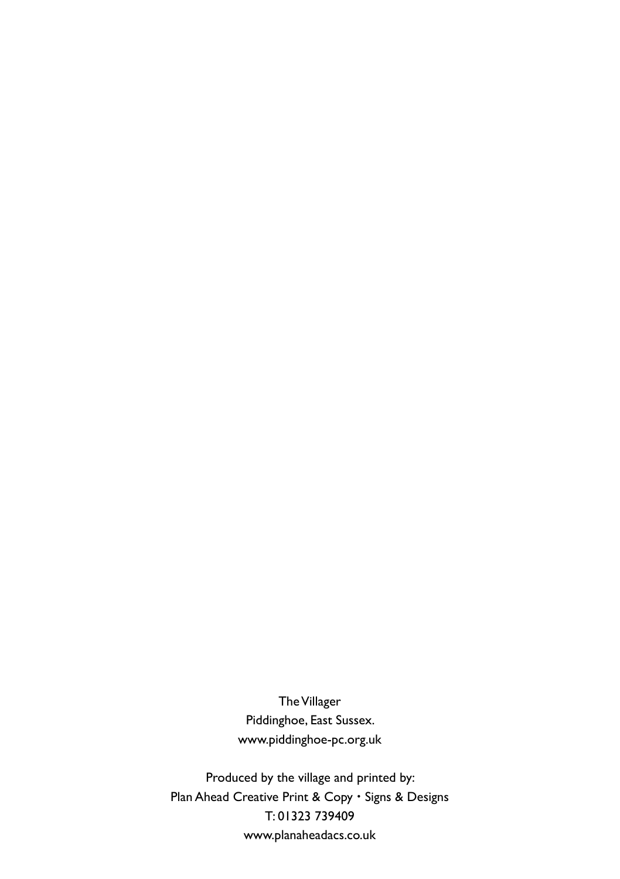The Villager

Piddinghoe, East Sussex.

www.piddinghoe-pc.org.uk

Produced by the village and printed by:

Plan Ahead Creative Print & Copy • Signs & Designs

T: 01323 739409

www.planaheadacs.co.uk